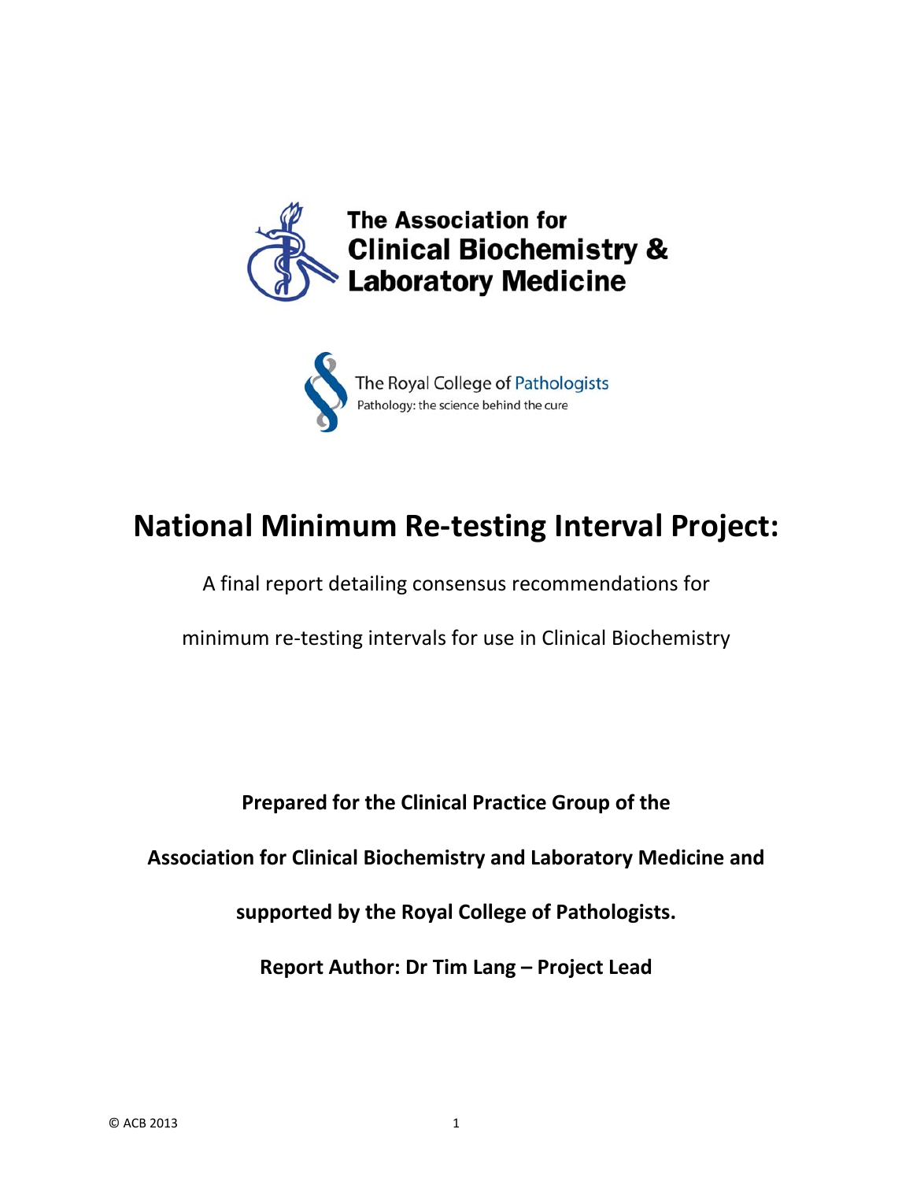The Association for
Clinical Biochemistry &
Laboratory Medicine

The Royal College of Pathologists
Pathology: the science behind the cure

# National Minimum Re-testing Interval Project:

A final report detailing consensus recommendations for

minimum re-testing intervals for use in Clinical Biochemistry

**Prepared for the Clinical Practice Group of the**

**Association for Clinical Biochemistry and Laboratory Medicine and**

**supported by the Royal College of Pathologists.**

**Report Author: Dr Tim Lang – Project Lead**

© ACB 2013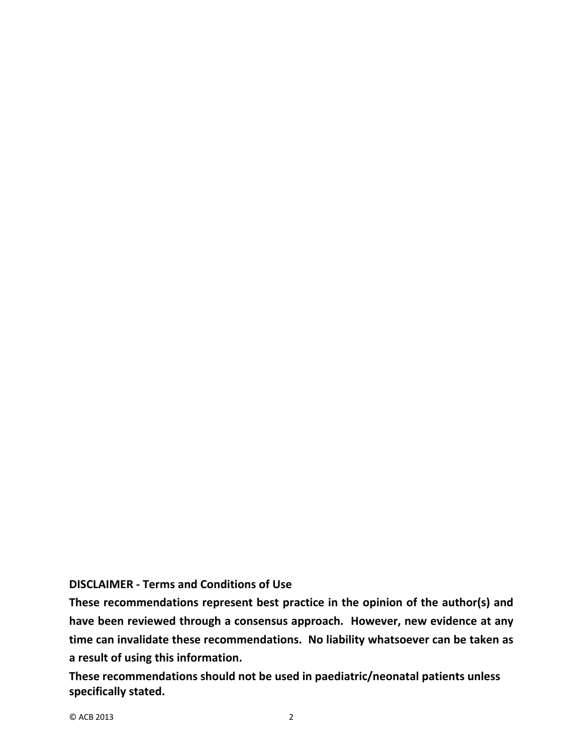**DISCLAIMER - Terms and Conditions of Use**

**These recommendations represent best practice in the opinion of the author(s) and have been reviewed through a consensus approach. However, new evidence at any time can invalidate these recommendations. No liability whatsoever can be taken as a result of using this information.**

**These recommendations should not be used in paediatric/neonatal patients unless specifically stated.**

© ACB 2013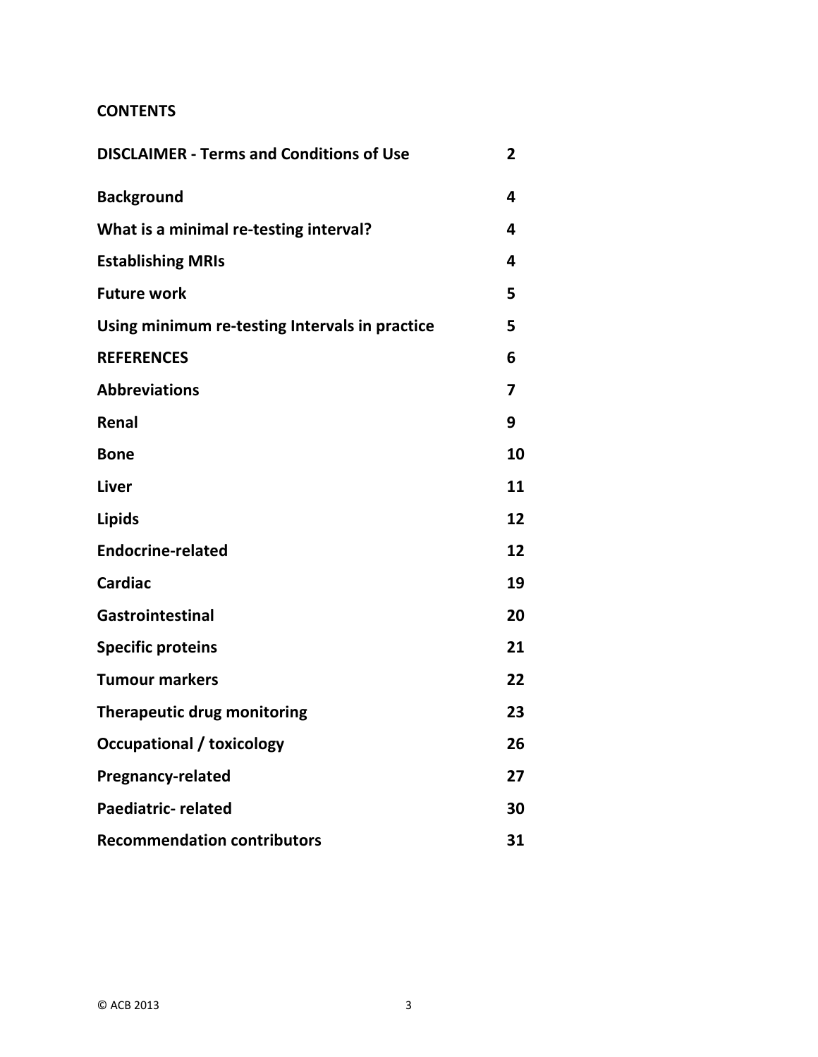## CONTENTS

| | |
|---|---|
| **DISCLAIMER - Terms and Conditions of Use** | **2** |
| **Background** | **4** |
| **What is a minimal re-testing interval?** | **4** |
| **Establishing MRIs** | **4** |
| **Future work** | **5** |
| **Using minimum re-testing Intervals in practice** | **5** |
| **REFERENCES** | **6** |
| **Abbreviations** | **7** |
| **Renal** | **9** |
| **Bone** | **10** |
| **Liver** | **11** |
| **Lipids** | **12** |
| **Endocrine-related** | **12** |
| **Cardiac** | **19** |
| **Gastrointestinal** | **20** |
| **Specific proteins** | **21** |
| **Tumour markers** | **22** |
| **Therapeutic drug monitoring** | **23** |
| **Occupational / toxicology** | **26** |
| **Pregnancy-related** | **27** |
| **Paediatric- related** | **30** |
| **Recommendation contributors** | **31** |

© ACB 2013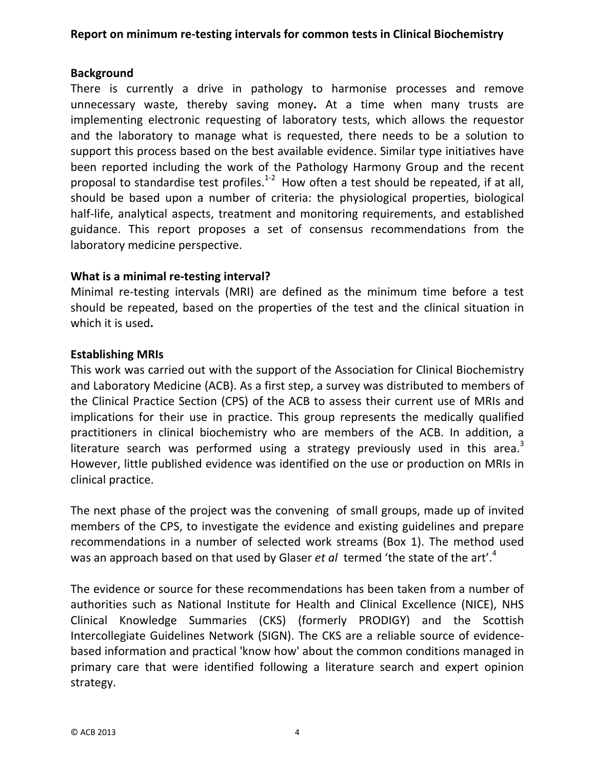**Report on minimum re-testing intervals for common tests in Clinical Biochemistry**

## Background

There is currently a drive in pathology to harmonise processes and remove unnecessary waste, thereby saving money**.** At a time when many trusts are implementing electronic requesting of laboratory tests, which allows the requestor and the laboratory to manage what is requested, there needs to be a solution to support this process based on the best available evidence. Similar type initiatives have been reported including the work of the Pathology Harmony Group and the recent proposal to standardise test profiles.[1-2] How often a test should be repeated, if at all, should be based upon a number of criteria: the physiological properties, biological half-life, analytical aspects, treatment and monitoring requirements, and established guidance. This report proposes a set of consensus recommendations from the laboratory medicine perspective.

## What is a minimal re-testing interval?

Minimal re-testing intervals (MRI) are defined as the minimum time before a test should be repeated, based on the properties of the test and the clinical situation in which it is used**.**

## Establishing MRIs

This work was carried out with the support of the Association for Clinical Biochemistry and Laboratory Medicine (ACB). As a first step, a survey was distributed to members of the Clinical Practice Section (CPS) of the ACB to assess their current use of MRIs and implications for their use in practice. This group represents the medically qualified practitioners in clinical biochemistry who are members of the ACB. In addition, a literature search was performed using a strategy previously used in this area.[3] However, little published evidence was identified on the use or production on MRIs in clinical practice.

The next phase of the project was the convening of small groups, made up of invited members of the CPS, to investigate the evidence and existing guidelines and prepare recommendations in a number of selected work streams (Box 1). The method used was an approach based on that used by Glaser *et al* termed 'the state of the art'.[4]

The evidence or source for these recommendations has been taken from a number of authorities such as National Institute for Health and Clinical Excellence (NICE), NHS Clinical Knowledge Summaries (CKS) (formerly PRODIGY) and the Scottish Intercollegiate Guidelines Network (SIGN). The CKS are a reliable source of evidence-based information and practical 'know how' about the common conditions managed in primary care that were identified following a literature search and expert opinion strategy.

© ACB 2013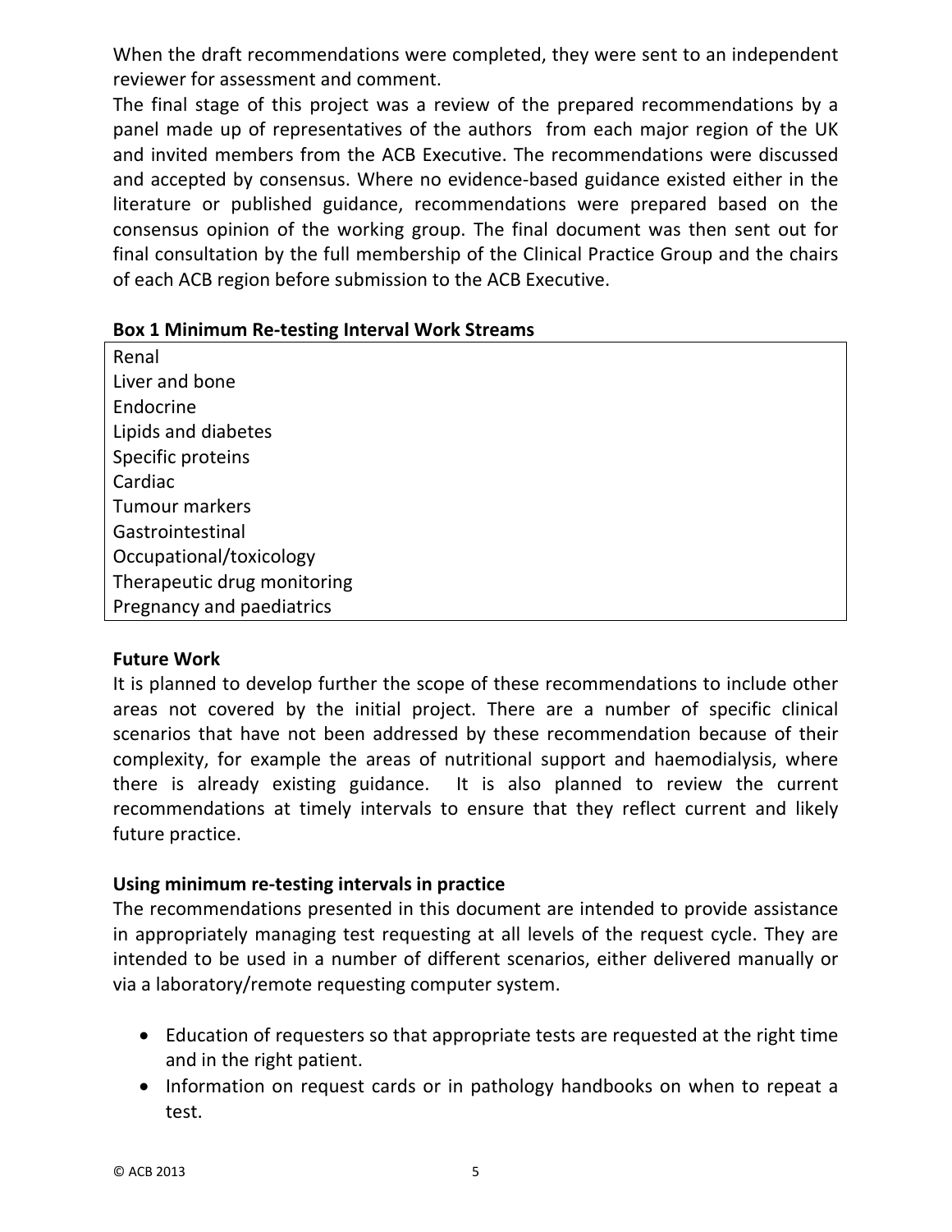When the draft recommendations were completed, they were sent to an independent reviewer for assessment and comment.

The final stage of this project was a review of the prepared recommendations by a panel made up of representatives of the authors from each major region of the UK and invited members from the ACB Executive. The recommendations were discussed and accepted by consensus. Where no evidence-based guidance existed either in the literature or published guidance, recommendations were prepared based on the consensus opinion of the working group. The final document was then sent out for final consultation by the full membership of the Clinical Practice Group and the chairs of each ACB region before submission to the ACB Executive.

**Box 1 Minimum Re-testing Interval Work Streams**

| |
|---|
| Renal |
| Liver and bone |
| Endocrine |
| Lipids and diabetes |
| Specific proteins |
| Cardiac |
| Tumour markers |
| Gastrointestinal |
| Occupational/toxicology |
| Therapeutic drug monitoring |
| Pregnancy and paediatrics |

## Future Work

It is planned to develop further the scope of these recommendations to include other areas not covered by the initial project. There are a number of specific clinical scenarios that have not been addressed by these recommendation because of their complexity, for example the areas of nutritional support and haemodialysis, where there is already existing guidance. It is also planned to review the current recommendations at timely intervals to ensure that they reflect current and likely future practice.

## Using minimum re-testing intervals in practice

The recommendations presented in this document are intended to provide assistance in appropriately managing test requesting at all levels of the request cycle. They are intended to be used in a number of different scenarios, either delivered manually or via a laboratory/remote requesting computer system.

- Education of requesters so that appropriate tests are requested at the right time and in the right patient.
- Information on request cards or in pathology handbooks on when to repeat a test.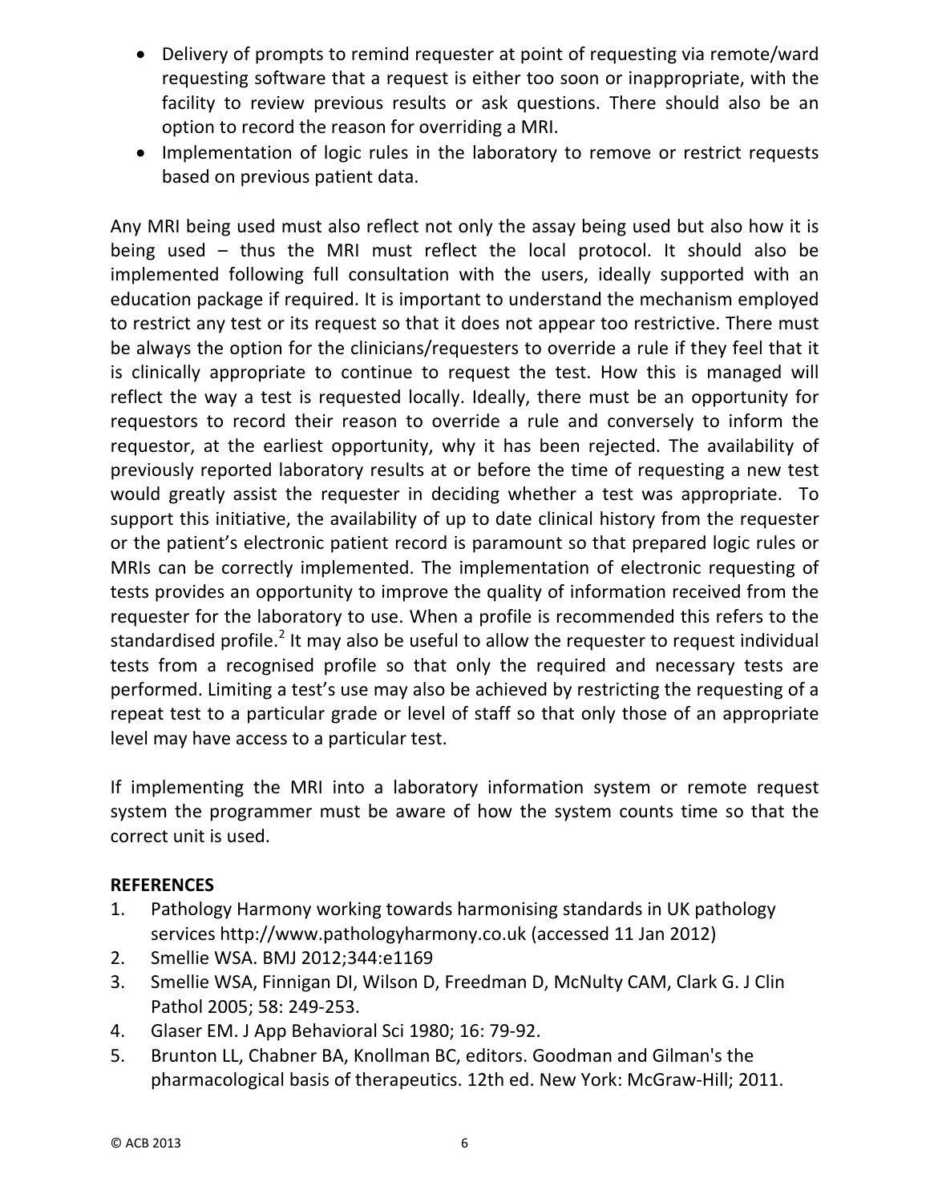- Delivery of prompts to remind requester at point of requesting via remote/ward requesting software that a request is either too soon or inappropriate, with the facility to review previous results or ask questions. There should also be an option to record the reason for overriding a MRI.
- Implementation of logic rules in the laboratory to remove or restrict requests based on previous patient data.

Any MRI being used must also reflect not only the assay being used but also how it is being used – thus the MRI must reflect the local protocol. It should also be implemented following full consultation with the users, ideally supported with an education package if required. It is important to understand the mechanism employed to restrict any test or its request so that it does not appear too restrictive. There must be always the option for the clinicians/requesters to override a rule if they feel that it is clinically appropriate to continue to request the test. How this is managed will reflect the way a test is requested locally. Ideally, there must be an opportunity for requestors to record their reason to override a rule and conversely to inform the requestor, at the earliest opportunity, why it has been rejected. The availability of previously reported laboratory results at or before the time of requesting a new test would greatly assist the requester in deciding whether a test was appropriate. To support this initiative, the availability of up to date clinical history from the requester or the patient's electronic patient record is paramount so that prepared logic rules or MRIs can be correctly implemented. The implementation of electronic requesting of tests provides an opportunity to improve the quality of information received from the requester for the laboratory to use. When a profile is recommended this refers to the standardised profile.[2] It may also be useful to allow the requester to request individual tests from a recognised profile so that only the required and necessary tests are performed. Limiting a test's use may also be achieved by restricting the requesting of a repeat test to a particular grade or level of staff so that only those of an appropriate level may have access to a particular test.

If implementing the MRI into a laboratory information system or remote request system the programmer must be aware of how the system counts time so that the correct unit is used.

**REFERENCES**

1. Pathology Harmony working towards harmonising standards in UK pathology services http://www.pathologyharmony.co.uk (accessed 11 Jan 2012)
2. Smellie WSA. BMJ 2012;344:e1169
3. Smellie WSA, Finnigan DI, Wilson D, Freedman D, McNulty CAM, Clark G. J Clin Pathol 2005; 58: 249-253.
4. Glaser EM. J App Behavioral Sci 1980; 16: 79-92.
5. Brunton LL, Chabner BA, Knollman BC, editors. Goodman and Gilman's the pharmacological basis of therapeutics. 12th ed. New York: McGraw-Hill; 2011.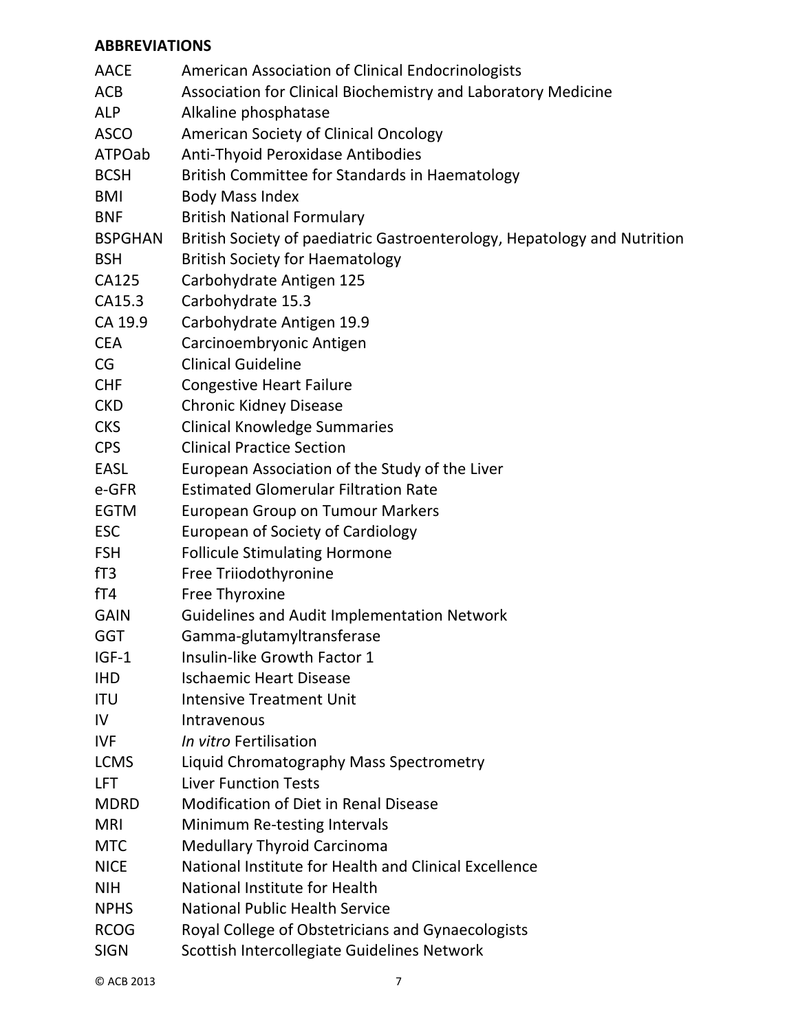**ABBREVIATIONS**

| | |
|---|---|
| AACE | American Association of Clinical Endocrinologists |
| ACB | Association for Clinical Biochemistry and Laboratory Medicine |
| ALP | Alkaline phosphatase |
| ASCO | American Society of Clinical Oncology |
| ATPOab | Anti-Thyoid Peroxidase Antibodies |
| BCSH | British Committee for Standards in Haematology |
| BMI | Body Mass Index |
| BNF | British National Formulary |
| BSPGHAN | British Society of paediatric Gastroenterology, Hepatology and Nutrition |
| BSH | British Society for Haematology |
| CA125 | Carbohydrate Antigen 125 |
| CA15.3 | Carbohydrate 15.3 |
| CA 19.9 | Carbohydrate Antigen 19.9 |
| CEA | Carcinoembryonic Antigen |
| CG | Clinical Guideline |
| CHF | Congestive Heart Failure |
| CKD | Chronic Kidney Disease |
| CKS | Clinical Knowledge Summaries |
| CPS | Clinical Practice Section |
| EASL | European Association of the Study of the Liver |
| e-GFR | Estimated Glomerular Filtration Rate |
| EGTM | European Group on Tumour Markers |
| ESC | European of Society of Cardiology |
| FSH | Follicule Stimulating Hormone |
| fT3 | Free Triiodothyronine |
| fT4 | Free Thyroxine |
| GAIN | Guidelines and Audit Implementation Network |
| GGT | Gamma-glutamyltransferase |
| IGF-1 | Insulin-like Growth Factor 1 |
| IHD | Ischaemic Heart Disease |
| ITU | Intensive Treatment Unit |
| IV | Intravenous |
| IVF | *In vitro* Fertilisation |
| LCMS | Liquid Chromatography Mass Spectrometry |
| LFT | Liver Function Tests |
| MDRD | Modification of Diet in Renal Disease |
| MRI | Minimum Re-testing Intervals |
| MTC | Medullary Thyroid Carcinoma |
| NICE | National Institute for Health and Clinical Excellence |
| NIH | National Institute for Health |
| NPHS | National Public Health Service |
| RCOG | Royal College of Obstetricians and Gynaecologists |
| SIGN | Scottish Intercollegiate Guidelines Network |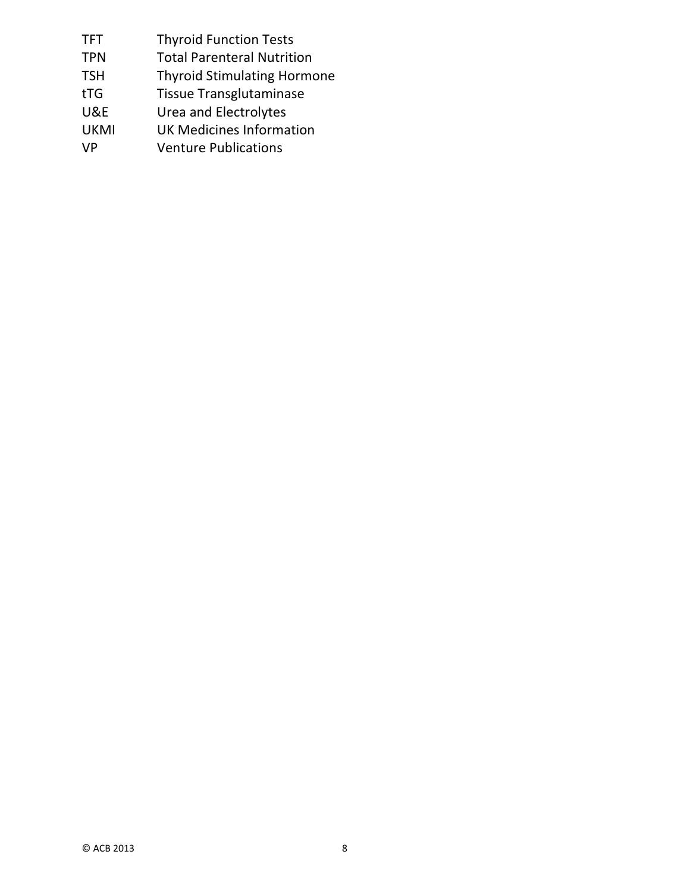| | |
|---|---|
| TFT | Thyroid Function Tests |
| TPN | Total Parenteral Nutrition |
| TSH | Thyroid Stimulating Hormone |
| tTG | Tissue Transglutaminase |
| U&E | Urea and Electrolytes |
| UKMI | UK Medicines Information |
| VP | Venture Publications |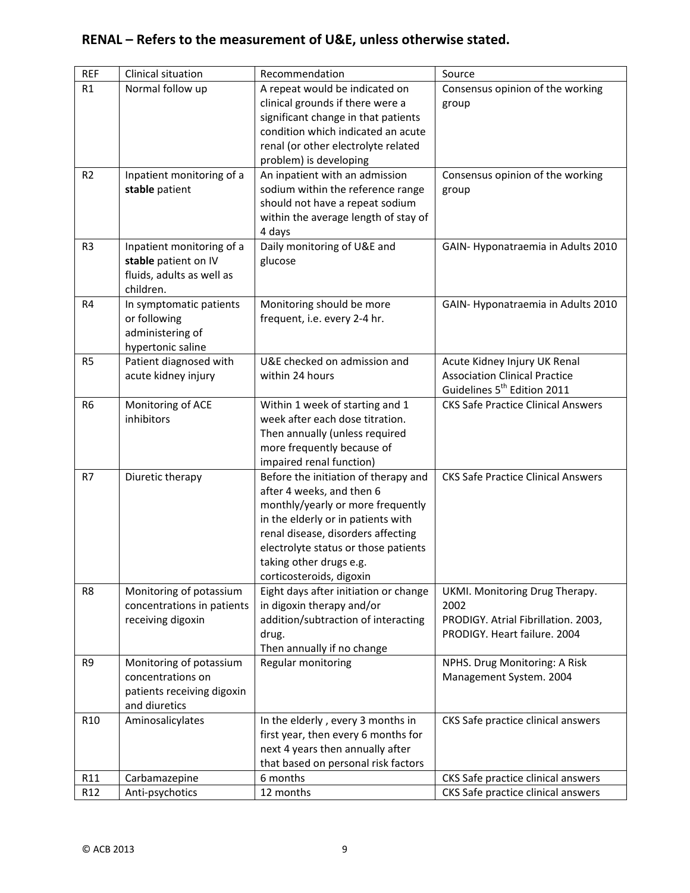## RENAL – Refers to the measurement of U&E, unless otherwise stated.

| REF | Clinical situation | Recommendation | Source |
|---|---|---|---|
| R1 | Normal follow up | A repeat would be indicated on clinical grounds if there were a significant change in that patients condition which indicated an acute renal (or other electrolyte related problem) is developing | Consensus opinion of the working group |
| R2 | Inpatient monitoring of a **stable** patient | An inpatient with an admission sodium within the reference range should not have a repeat sodium within the average length of stay of 4 days | Consensus opinion of the working group |
| R3 | Inpatient monitoring of a **stable** patient on IV fluids, adults as well as children. | Daily monitoring of U&E and glucose | GAIN- Hyponatraemia in Adults 2010 |
| R4 | In symptomatic patients or following administering of hypertonic saline | Monitoring should be more frequent, i.e. every 2-4 hr. | GAIN- Hyponatraemia in Adults 2010 |
| R5 | Patient diagnosed with acute kidney injury | U&E checked on admission and within 24 hours | Acute Kidney Injury UK Renal Association Clinical Practice Guidelines 5th Edition 2011 |
| R6 | Monitoring of ACE inhibitors | Within 1 week of starting and 1 week after each dose titration. Then annually (unless required more frequently because of impaired renal function) | CKS Safe Practice Clinical Answers |
| R7 | Diuretic therapy | Before the initiation of therapy and after 4 weeks, and then 6 monthly/yearly or more frequently in the elderly or in patients with renal disease, disorders affecting electrolyte status or those patients taking other drugs e.g. corticosteroids, digoxin | CKS Safe Practice Clinical Answers |
| R8 | Monitoring of potassium concentrations in patients receiving digoxin | Eight days after initiation or change in digoxin therapy and/or addition/subtraction of interacting drug.<br>Then annually if no change | UKMI. Monitoring Drug Therapy. 2002<br>PRODIGY. Atrial Fibrillation. 2003,<br>PRODIGY. Heart failure. 2004 |
| R9 | Monitoring of potassium concentrations on patients receiving digoxin and diuretics | Regular monitoring | NPHS. Drug Monitoring: A Risk Management System. 2004 |
| R10 | Aminosalicylates | In the elderly , every 3 months in first year, then every 6 months for next 4 years then annually after that based on personal risk factors | CKS Safe practice clinical answers |
| R11 | Carbamazepine | 6 months | CKS Safe practice clinical answers |
| R12 | Anti-psychotics | 12 months | CKS Safe practice clinical answers |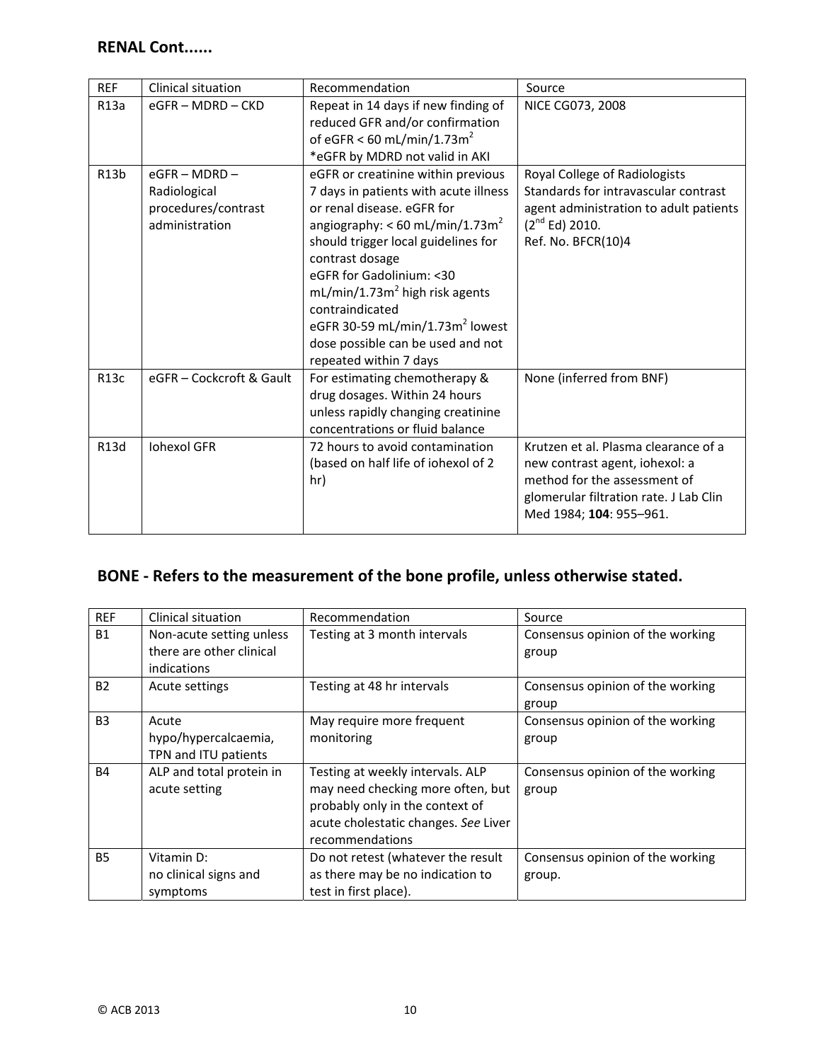## RENAL Cont......

| REF | Clinical situation | Recommendation | Source |
|---|---|---|---|
| R13a | eGFR – MDRD – CKD | Repeat in 14 days if new finding of reduced GFR and/or confirmation of eGFR < 60 mL/min/1.73m$^2$ *eGFR by MDRD not valid in AKI | NICE CG073, 2008 |
| R13b | eGFR – MDRD – Radiological procedures/contrast administration | eGFR or creatinine within previous 7 days in patients with acute illness or renal disease. eGFR for angiography: < 60 mL/min/1.73m$^2$ should trigger local guidelines for contrast dosage eGFR for Gadolinium: <30 mL/min/1.73m$^2$ high risk agents contraindicated eGFR 30-59 mL/min/1.73m$^2$ lowest dose possible can be used and not repeated within 7 days | Royal College of Radiologists Standards for intravascular contrast agent administration to adult patients (2nd Ed) 2010. Ref. No. BFCR(10)4 |
| R13c | eGFR – Cockcroft & Gault | For estimating chemotherapy & drug dosages. Within 24 hours unless rapidly changing creatinine concentrations or fluid balance | None (inferred from BNF) |
| R13d | Iohexol GFR | 72 hours to avoid contamination (based on half life of iohexol of 2 hr) | Krutzen et al. Plasma clearance of a new contrast agent, iohexol: a method for the assessment of glomerular filtration rate. J Lab Clin Med 1984; **104**: 955–961. |

## BONE - Refers to the measurement of the bone profile, unless otherwise stated.

| REF | Clinical situation | Recommendation | Source |
|---|---|---|---|
| B1 | Non-acute setting unless there are other clinical indications | Testing at 3 month intervals | Consensus opinion of the working group |
| B2 | Acute settings | Testing at 48 hr intervals | Consensus opinion of the working group |
| B3 | Acute hypo/hypercalcaemia, TPN and ITU patients | May require more frequent monitoring | Consensus opinion of the working group |
| B4 | ALP and total protein in acute setting | Testing at weekly intervals. ALP may need checking more often, but probably only in the context of acute cholestatic changes. *See* Liver recommendations | Consensus opinion of the working group |
| B5 | Vitamin D: no clinical signs and symptoms | Do not retest (whatever the result as there may be no indication to test in first place). | Consensus opinion of the working group. |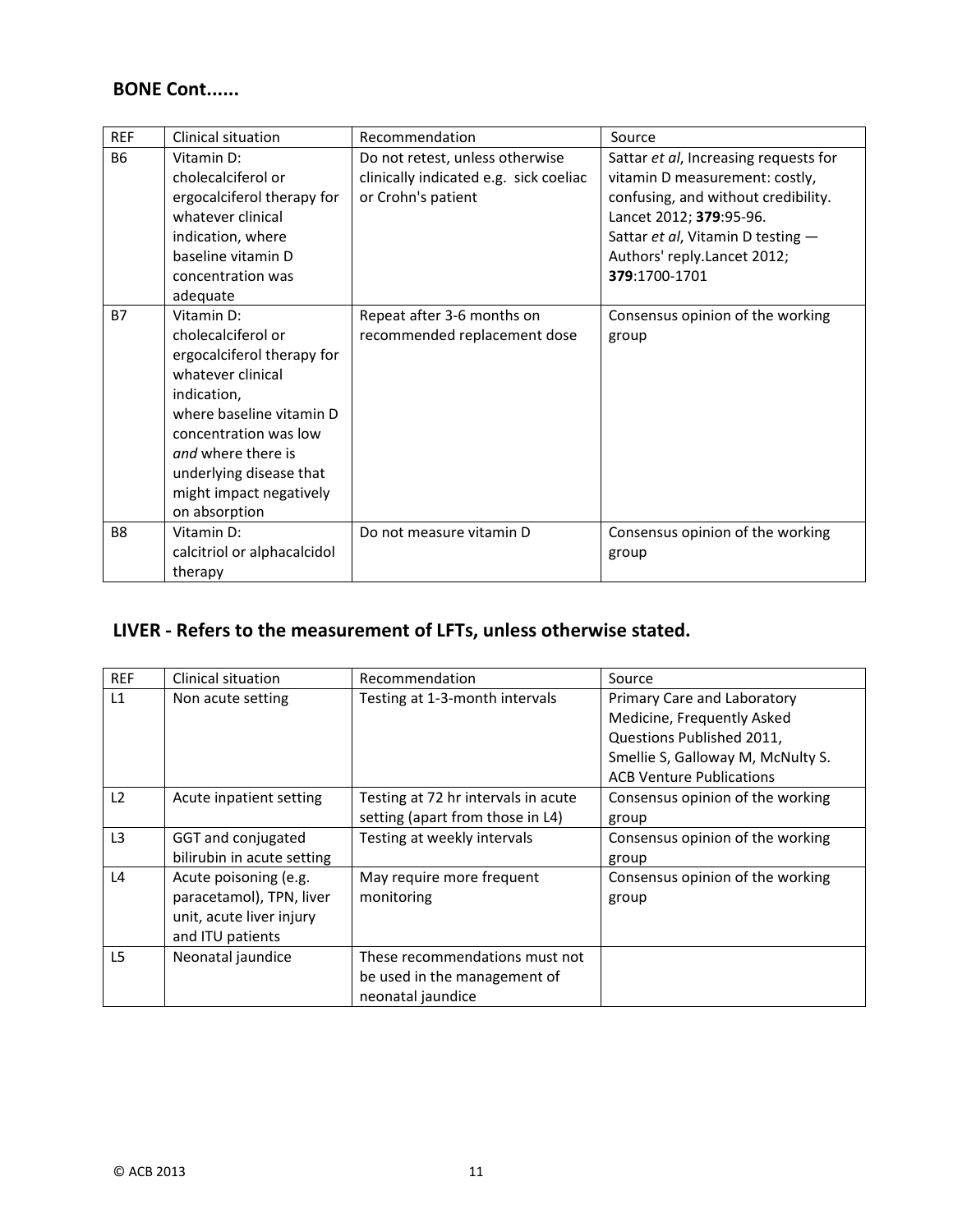## BONE Cont......

| REF | Clinical situation | Recommendation | Source |
|---|---|---|---|
| B6 | Vitamin D: cholecalciferol or ergocalciferol therapy for whatever clinical indication, where baseline vitamin D concentration was adequate | Do not retest, unless otherwise clinically indicated e.g. sick coeliac or Crohn's patient | Sattar *et al*, Increasing requests for vitamin D measurement: costly, confusing, and without credibility. Lancet 2012; **379**:95-96. Sattar *et al*, Vitamin D testing — Authors' reply.Lancet 2012; **379**:1700-1701 |
| B7 | Vitamin D: cholecalciferol or ergocalciferol therapy for whatever clinical indication, where baseline vitamin D concentration was low *and* where there is underlying disease that might impact negatively on absorption | Repeat after 3-6 months on recommended replacement dose | Consensus opinion of the working group |
| B8 | Vitamin D: calcitriol or alphacalcidol therapy | Do not measure vitamin D | Consensus opinion of the working group |

## LIVER - Refers to the measurement of LFTs, unless otherwise stated.

| REF | Clinical situation | Recommendation | Source |
|---|---|---|---|
| L1 | Non acute setting | Testing at 1-3-month intervals | Primary Care and Laboratory Medicine, Frequently Asked Questions Published 2011, Smellie S, Galloway M, McNulty S. ACB Venture Publications |
| L2 | Acute inpatient setting | Testing at 72 hr intervals in acute setting (apart from those in L4) | Consensus opinion of the working group |
| L3 | GGT and conjugated bilirubin in acute setting | Testing at weekly intervals | Consensus opinion of the working group |
| L4 | Acute poisoning (e.g. paracetamol), TPN, liver unit, acute liver injury and ITU patients | May require more frequent monitoring | Consensus opinion of the working group |
| L5 | Neonatal jaundice | These recommendations must not be used in the management of neonatal jaundice | |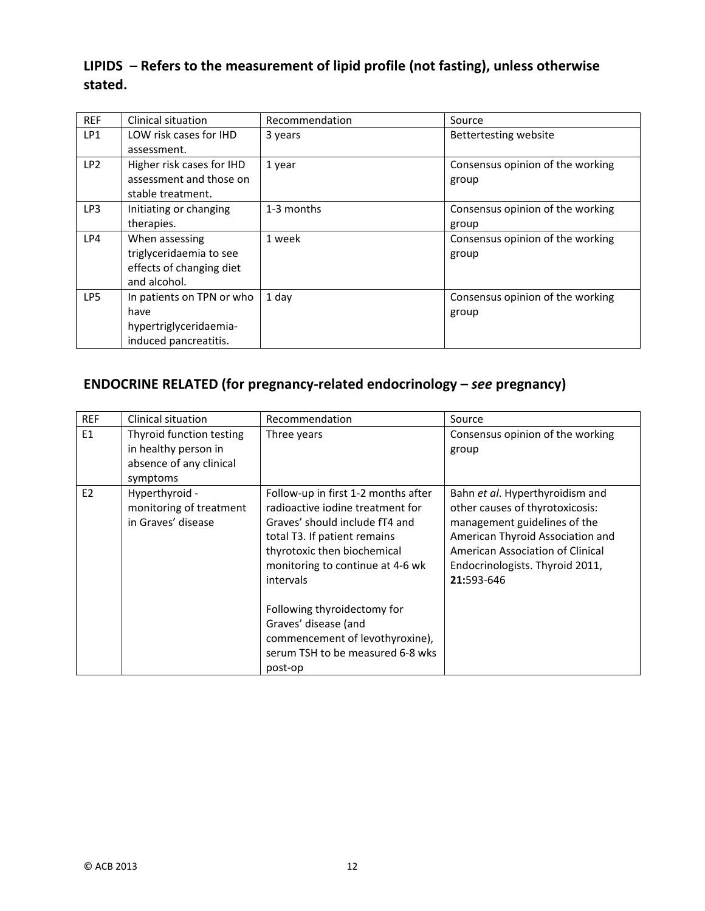## LIPIDS – Refers to the measurement of lipid profile (not fasting), unless otherwise stated.

| REF | Clinical situation | Recommendation | Source |
|---|---|---|---|
| LP1 | LOW risk cases for IHD assessment. | 3 years | Bettertesting website |
| LP2 | Higher risk cases for IHD assessment and those on stable treatment. | 1 year | Consensus opinion of the working group |
| LP3 | Initiating or changing therapies. | 1-3 months | Consensus opinion of the working group |
| LP4 | When assessing triglyceridaemia to see effects of changing diet and alcohol. | 1 week | Consensus opinion of the working group |
| LP5 | In patients on TPN or who have hypertriglyceridaemia-induced pancreatitis. | 1 day | Consensus opinion of the working group |

## ENDOCRINE RELATED (for pregnancy-related endocrinology – *see* pregnancy)

| REF | Clinical situation | Recommendation | Source |
|---|---|---|---|
| E1 | Thyroid function testing in healthy person in absence of any clinical symptoms | Three years | Consensus opinion of the working group |
| E2 | Hyperthyroid - monitoring of treatment in Graves' disease | Follow-up in first 1-2 months after radioactive iodine treatment for Graves' should include fT4 and total T3. If patient remains thyrotoxic then biochemical monitoring to continue at 4-6 wk intervals<br><br>Following thyroidectomy for Graves' disease (and commencement of levothyroxine), serum TSH to be measured 6-8 wks post-op | Bahn *et al*. Hyperthyroidism and other causes of thyrotoxicosis: management guidelines of the American Thyroid Association and American Association of Clinical Endocrinologists. Thyroid 2011, **21:**593-646 |

© ACB 2013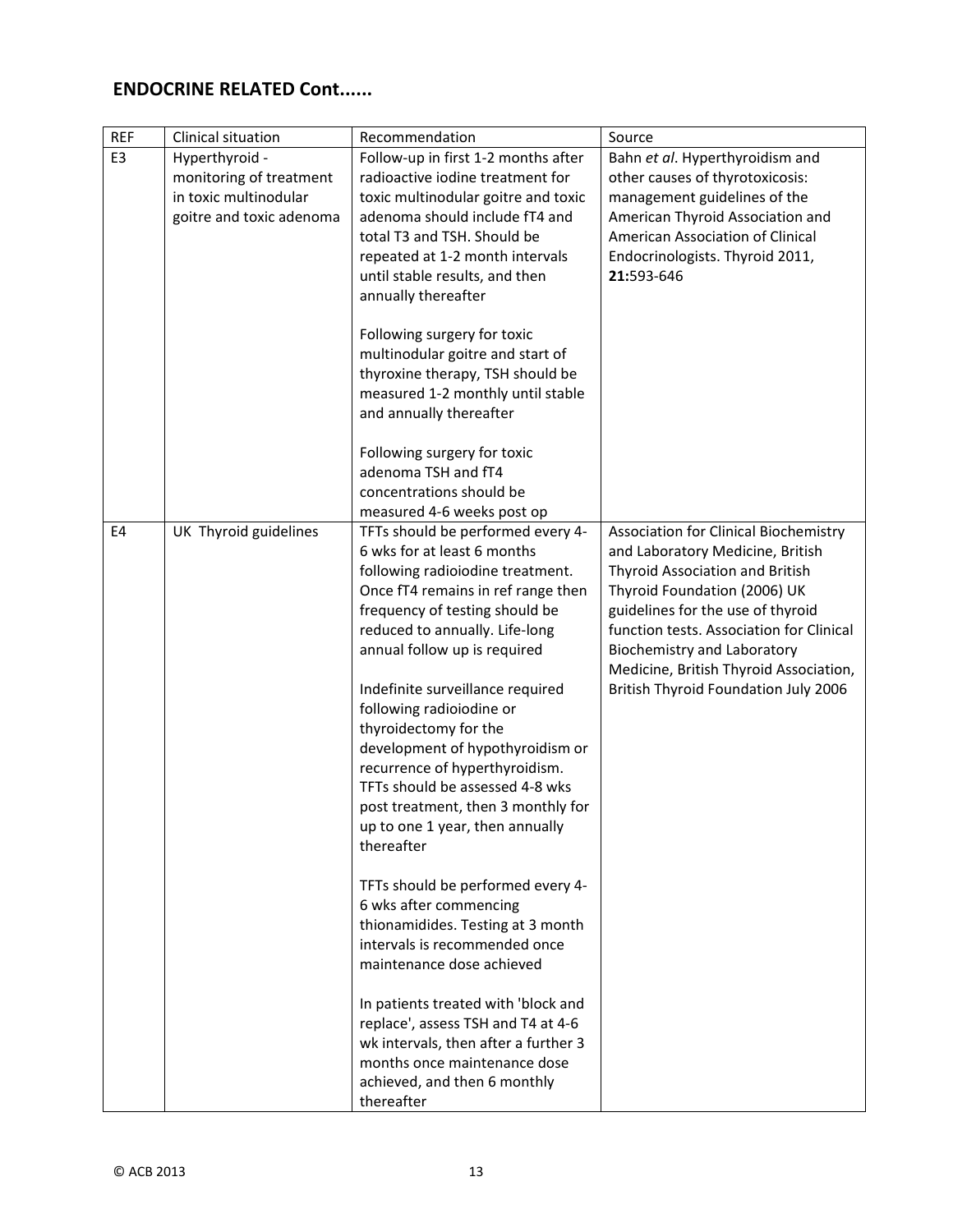## ENDOCRINE RELATED Cont......

| REF | Clinical situation | Recommendation | Source |
|---|---|---|---|
| E3 | Hyperthyroid - monitoring of treatment in toxic multinodular goitre and toxic adenoma | Follow-up in first 1-2 months after radioactive iodine treatment for toxic multinodular goitre and toxic adenoma should include fT4 and total T3 and TSH. Should be repeated at 1-2 month intervals until stable results, and then annually thereafter<br><br>Following surgery for toxic multinodular goitre and start of thyroxine therapy, TSH should be measured 1-2 monthly until stable and annually thereafter<br><br>Following surgery for toxic adenoma TSH and fT4 concentrations should be measured 4-6 weeks post op | Bahn *et al*. Hyperthyroidism and other causes of thyrotoxicosis: management guidelines of the American Thyroid Association and American Association of Clinical Endocrinologists. Thyroid 2011, **21:**593-646 |
| E4 | UK Thyroid guidelines | TFTs should be performed every 4-6 wks for at least 6 months following radioiodine treatment. Once fT4 remains in ref range then frequency of testing should be reduced to annually. Life-long annual follow up is required<br><br>Indefinite surveillance required following radioiodine or thyroidectomy for the development of hypothyroidism or recurrence of hyperthyroidism. TFTs should be assessed 4-8 wks post treatment, then 3 monthly for up to one 1 year, then annually thereafter<br><br>TFTs should be performed every 4-6 wks after commencing thionamidides. Testing at 3 month intervals is recommended once maintenance dose achieved<br><br>In patients treated with 'block and replace', assess TSH and T4 at 4-6 wk intervals, then after a further 3 months once maintenance dose achieved, and then 6 monthly thereafter | Association for Clinical Biochemistry and Laboratory Medicine, British Thyroid Association and British Thyroid Foundation (2006) UK guidelines for the use of thyroid function tests. Association for Clinical Biochemistry and Laboratory Medicine, British Thyroid Association, British Thyroid Foundation July 2006 |

© ACB 2013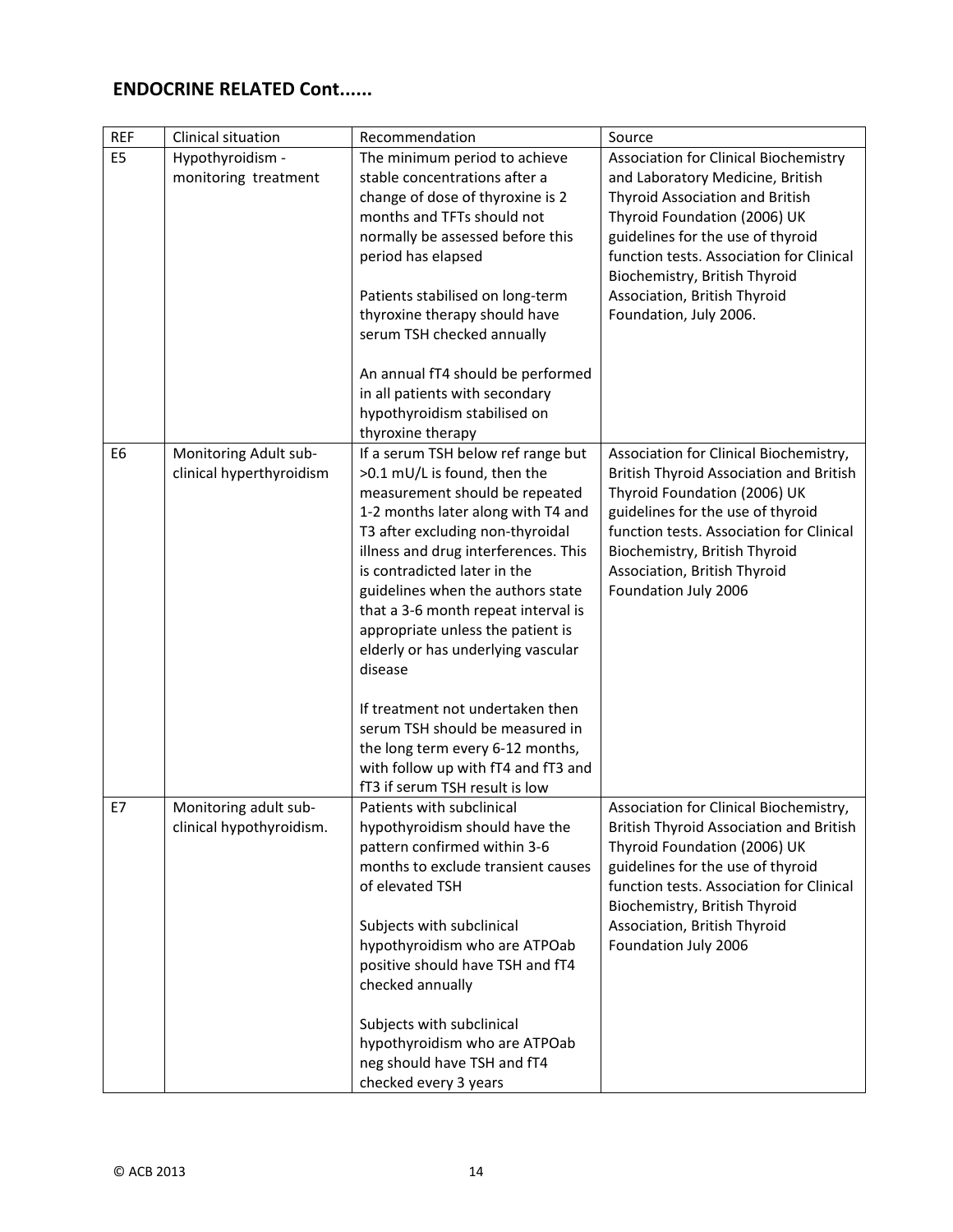## ENDOCRINE RELATED Cont......

| REF | Clinical situation | Recommendation | Source |
|---|---|---|---|
| E5 | Hypothyroidism - monitoring treatment | The minimum period to achieve stable concentrations after a change of dose of thyroxine is 2 months and TFTs should not normally be assessed before this period has elapsed<br><br>Patients stabilised on long-term thyroxine therapy should have serum TSH checked annually<br><br>An annual fT4 should be performed in all patients with secondary hypothyroidism stabilised on thyroxine therapy | Association for Clinical Biochemistry and Laboratory Medicine, British Thyroid Association and British Thyroid Foundation (2006) UK guidelines for the use of thyroid function tests. Association for Clinical Biochemistry, British Thyroid Association, British Thyroid Foundation, July 2006. |
| E6 | Monitoring Adult sub-clinical hyperthyroidism | If a serum TSH below ref range but >0.1 mU/L is found, then the measurement should be repeated 1-2 months later along with T4 and T3 after excluding non-thyroidal illness and drug interferences. This is contradicted later in the guidelines when the authors state that a 3-6 month repeat interval is appropriate unless the patient is elderly or has underlying vascular disease<br><br>If treatment not undertaken then serum TSH should be measured in the long term every 6-12 months, with follow up with fT4 and fT3 and fT3 if serum TSH result is low | Association for Clinical Biochemistry, British Thyroid Association and British Thyroid Foundation (2006) UK guidelines for the use of thyroid function tests. Association for Clinical Biochemistry, British Thyroid Association, British Thyroid Foundation July 2006 |
| E7 | Monitoring adult sub-clinical hypothyroidism. | Patients with subclinical hypothyroidism should have the pattern confirmed within 3-6 months to exclude transient causes of elevated TSH<br><br>Subjects with subclinical hypothyroidism who are ATPOab positive should have TSH and fT4 checked annually<br><br>Subjects with subclinical hypothyroidism who are ATPOab neg should have TSH and fT4 checked every 3 years | Association for Clinical Biochemistry, British Thyroid Association and British Thyroid Foundation (2006) UK guidelines for the use of thyroid function tests. Association for Clinical Biochemistry, British Thyroid Association, British Thyroid Foundation July 2006 |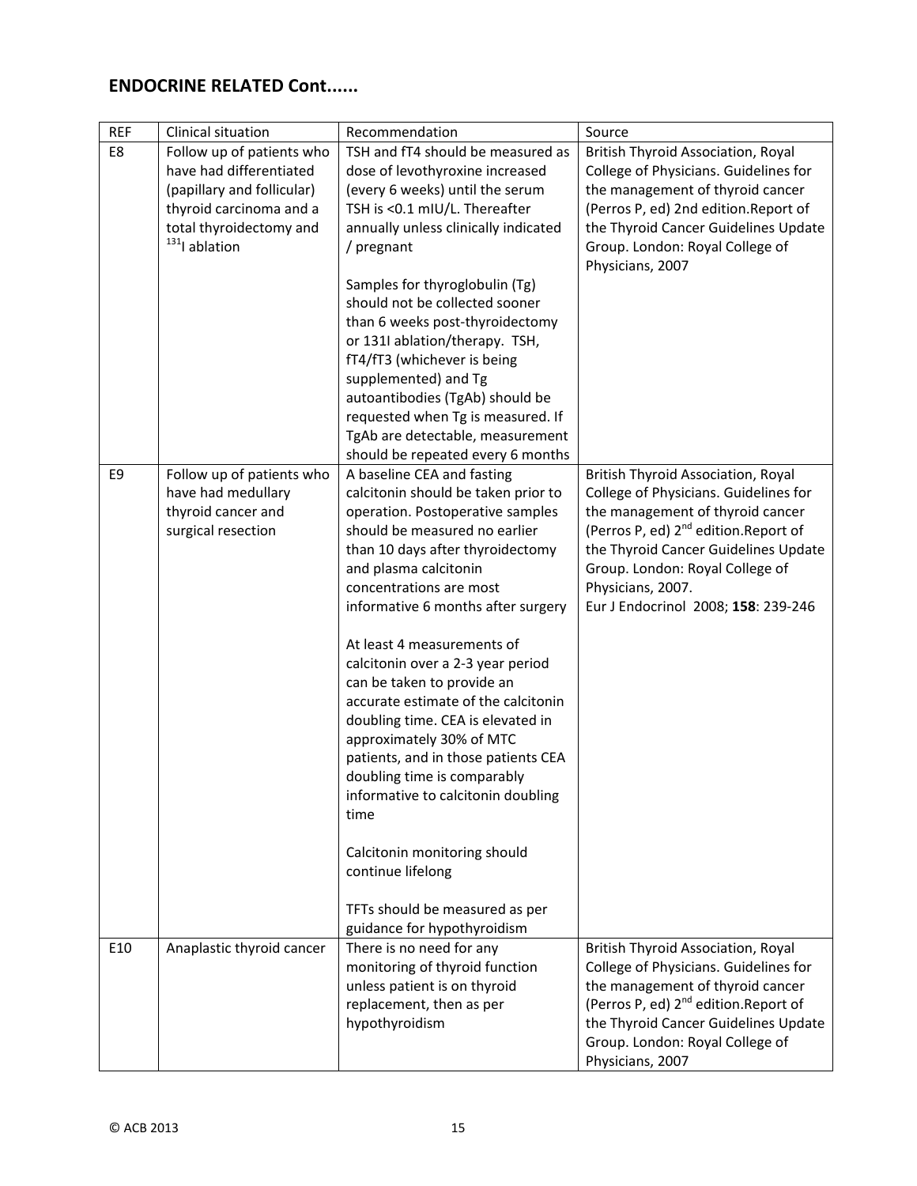## ENDOCRINE RELATED Cont......

| REF | Clinical situation | Recommendation | Source |
|---|---|---|---|
| E8 | Follow up of patients who have had differentiated (papillary and follicular) thyroid carcinoma and a total thyroidectomy and $^{131}$I ablation | TSH and fT4 should be measured as dose of levothyroxine increased (every 6 weeks) until the serum TSH is <0.1 mIU/L. Thereafter annually unless clinically indicated / pregnant<br><br>Samples for thyroglobulin (Tg) should not be collected sooner than 6 weeks post-thyroidectomy or 131I ablation/therapy. TSH, fT4/fT3 (whichever is being supplemented) and Tg autoantibodies (TgAb) should be requested when Tg is measured. If TgAb are detectable, measurement should be repeated every 6 months | British Thyroid Association, Royal College of Physicians. Guidelines for the management of thyroid cancer (Perros P, ed) 2nd edition.Report of the Thyroid Cancer Guidelines Update Group. London: Royal College of Physicians, 2007 |
| E9 | Follow up of patients who have had medullary thyroid cancer and surgical resection | A baseline CEA and fasting calcitonin should be taken prior to operation. Postoperative samples should be measured no earlier than 10 days after thyroidectomy and plasma calcitonin concentrations are most informative 6 months after surgery<br><br>At least 4 measurements of calcitonin over a 2-3 year period can be taken to provide an accurate estimate of the calcitonin doubling time. CEA is elevated in approximately 30% of MTC patients, and in those patients CEA doubling time is comparably informative to calcitonin doubling time<br><br>Calcitonin monitoring should continue lifelong<br><br>TFTs should be measured as per guidance for hypothyroidism | British Thyroid Association, Royal College of Physicians. Guidelines for the management of thyroid cancer (Perros P, ed) 2nd edition.Report of the Thyroid Cancer Guidelines Update Group. London: Royal College of Physicians, 2007.<br>Eur J Endocrinol 2008; **158**: 239-246 |
| E10 | Anaplastic thyroid cancer | There is no need for any monitoring of thyroid function unless patient is on thyroid replacement, then as per hypothyroidism | British Thyroid Association, Royal College of Physicians. Guidelines for the management of thyroid cancer (Perros P, ed) 2nd edition.Report of the Thyroid Cancer Guidelines Update Group. London: Royal College of Physicians, 2007 |

© ACB 2013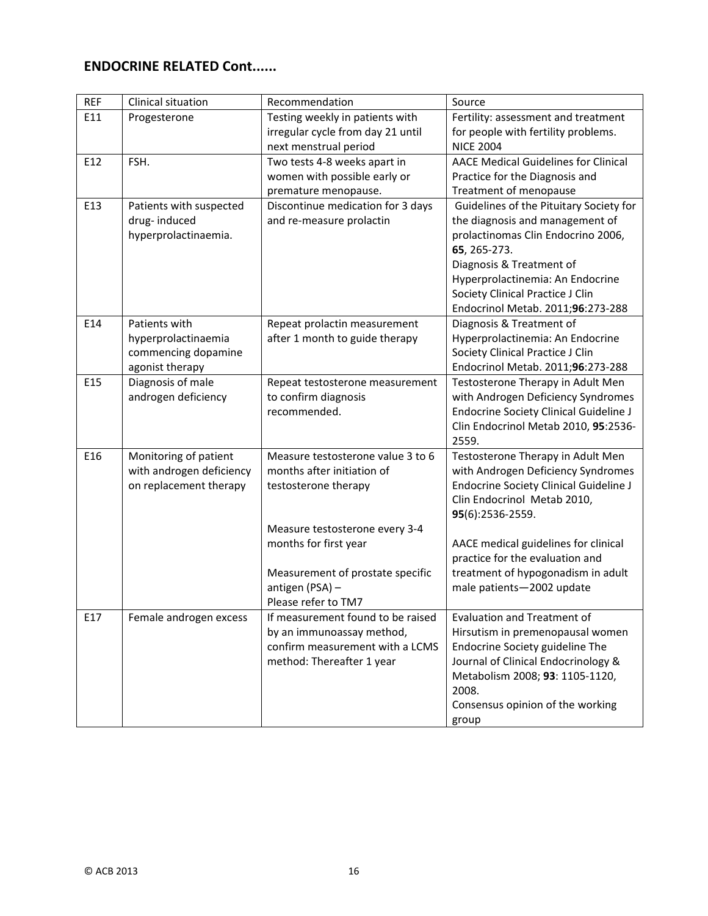## ENDOCRINE RELATED Cont......

| REF | Clinical situation | Recommendation | Source |
|---|---|---|---|
| E11 | Progesterone | Testing weekly in patients with irregular cycle from day 21 until next menstrual period | Fertility: assessment and treatment for people with fertility problems. NICE 2004 |
| E12 | FSH. | Two tests 4-8 weeks apart in women with possible early or premature menopause. | AACE Medical Guidelines for Clinical Practice for the Diagnosis and Treatment of menopause |
| E13 | Patients with suspected drug- induced hyperprolactinaemia. | Discontinue medication for 3 days and re-measure prolactin | Guidelines of the Pituitary Society for the diagnosis and management of prolactinomas Clin Endocrino 2006, **65**, 265-273.<br>Diagnosis & Treatment of Hyperprolactinemia: An Endocrine Society Clinical Practice J Clin Endocrinol Metab. 2011;**96**:273-288 |
| E14 | Patients with hyperprolactinaemia commencing dopamine agonist therapy | Repeat prolactin measurement after 1 month to guide therapy | Diagnosis & Treatment of Hyperprolactinemia: An Endocrine Society Clinical Practice J Clin Endocrinol Metab. 2011;**96**:273-288 |
| E15 | Diagnosis of male androgen deficiency | Repeat testosterone measurement to confirm diagnosis recommended. | Testosterone Therapy in Adult Men with Androgen Deficiency Syndromes Endocrine Society Clinical Guideline J Clin Endocrinol Metab 2010, **95**:2536-2559. |
| E16 | Monitoring of patient with androgen deficiency on replacement therapy | Measure testosterone value 3 to 6 months after initiation of testosterone therapy<br><br>Measure testosterone every 3-4 months for first year<br><br>Measurement of prostate specific antigen (PSA) – Please refer to TM7 | Testosterone Therapy in Adult Men with Androgen Deficiency Syndromes Endocrine Society Clinical Guideline J Clin Endocrinol Metab 2010, **95**(6):2536-2559.<br><br>AACE medical guidelines for clinical practice for the evaluation and treatment of hypogonadism in adult male patients—2002 update |
| E17 | Female androgen excess | If measurement found to be raised by an immunoassay method, confirm measurement with a LCMS method: Thereafter 1 year | Evaluation and Treatment of Hirsutism in premenopausal women Endocrine Society guideline The Journal of Clinical Endocrinology & Metabolism 2008; **93**: 1105-1120, 2008.<br>Consensus opinion of the working group |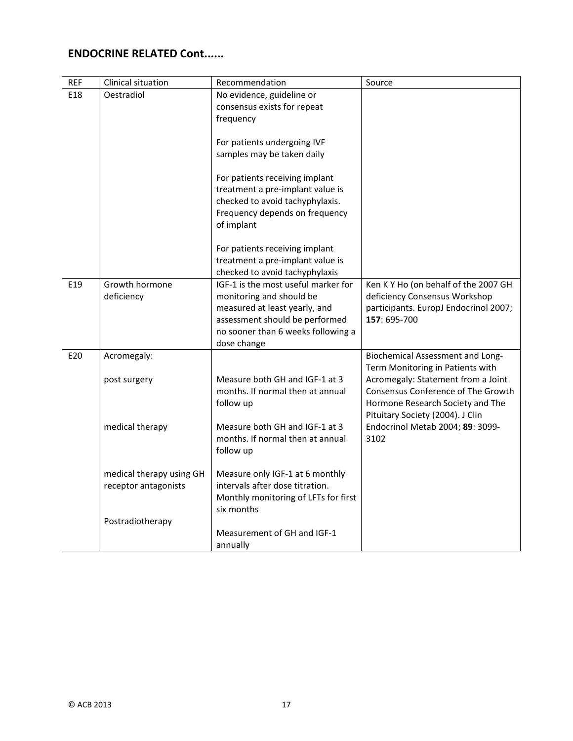## ENDOCRINE RELATED Cont......

| REF | Clinical situation | Recommendation | Source |
|---|---|---|---|
| E18 | Oestradiol | No evidence, guideline or consensus exists for repeat frequency<br><br>For patients undergoing IVF samples may be taken daily<br><br>For patients receiving implant treatment a pre-implant value is checked to avoid tachyphylaxis. Frequency depends on frequency of implant<br><br>For patients receiving implant treatment a pre-implant value is checked to avoid tachyphylaxis | |
| E19 | Growth hormone deficiency | IGF-1 is the most useful marker for monitoring and should be measured at least yearly, and assessment should be performed no sooner than 6 weeks following a dose change | Ken K Y Ho (on behalf of the 2007 GH deficiency Consensus Workshop participants. EuropJ Endocrinol 2007; **157**: 695-700 |
| E20 | Acromegaly:<br><br>post surgery<br><br>medical therapy<br><br>medical therapy using GH receptor antagonists<br><br>Postradiotherapy | <br><br>Measure both GH and IGF-1 at 3 months. If normal then at annual follow up<br><br>Measure both GH and IGF-1 at 3 months. If normal then at annual follow up<br><br>Measure only IGF-1 at 6 monthly intervals after dose titration. Monthly monitoring of LFTs for first six months<br><br>Measurement of GH and IGF-1 annually | Biochemical Assessment and Long-Term Monitoring in Patients with Acromegaly: Statement from a Joint Consensus Conference of The Growth Hormone Research Society and The Pituitary Society (2004). J Clin Endocrinol Metab 2004; **89**: 3099-3102 |

© ACB 2013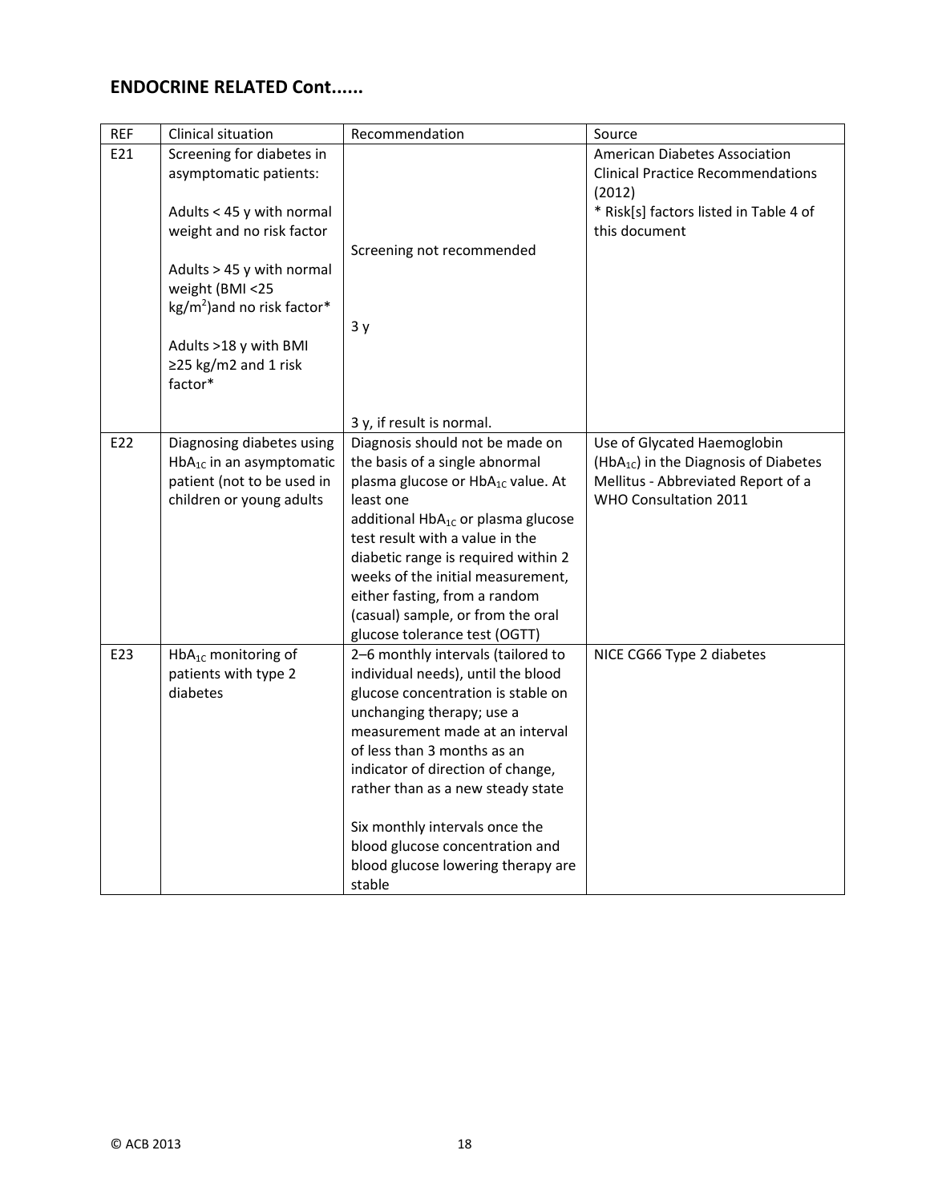## ENDOCRINE RELATED Cont......

| REF | Clinical situation | Recommendation | Source |
|---|---|---|---|
| E21 | Screening for diabetes in asymptomatic patients:<br><br>Adults < 45 y with normal weight and no risk factor<br><br>Adults > 45 y with normal weight (BMI <25 kg/m$^2$)and no risk factor*<br><br>Adults >18 y with BMI ≥25 kg/m2 and 1 risk factor* | Screening not recommended<br><br>3 y<br><br>3 y, if result is normal. | American Diabetes Association Clinical Practice Recommendations (2012)<br>* Risk[s] factors listed in Table 4 of this document |
| E22 | Diagnosing diabetes using $HbA_{1C}$ in an asymptomatic patient (not to be used in children or young adults | Diagnosis should not be made on the basis of a single abnormal plasma glucose or $HbA_{1C}$ value. At least one additional $HbA_{1C}$ or plasma glucose test result with a value in the diabetic range is required within 2 weeks of the initial measurement, either fasting, from a random (casual) sample, or from the oral glucose tolerance test (OGTT) | Use of Glycated Haemoglobin ($HbA_{1C}$) in the Diagnosis of Diabetes Mellitus - Abbreviated Report of a WHO Consultation 2011 |
| E23 | $HbA_{1C}$ monitoring of patients with type 2 diabetes | 2–6 monthly intervals (tailored to individual needs), until the blood glucose concentration is stable on unchanging therapy; use a measurement made at an interval of less than 3 months as an indicator of direction of change, rather than as a new steady state<br><br>Six monthly intervals once the blood glucose concentration and blood glucose lowering therapy are stable | NICE CG66 Type 2 diabetes |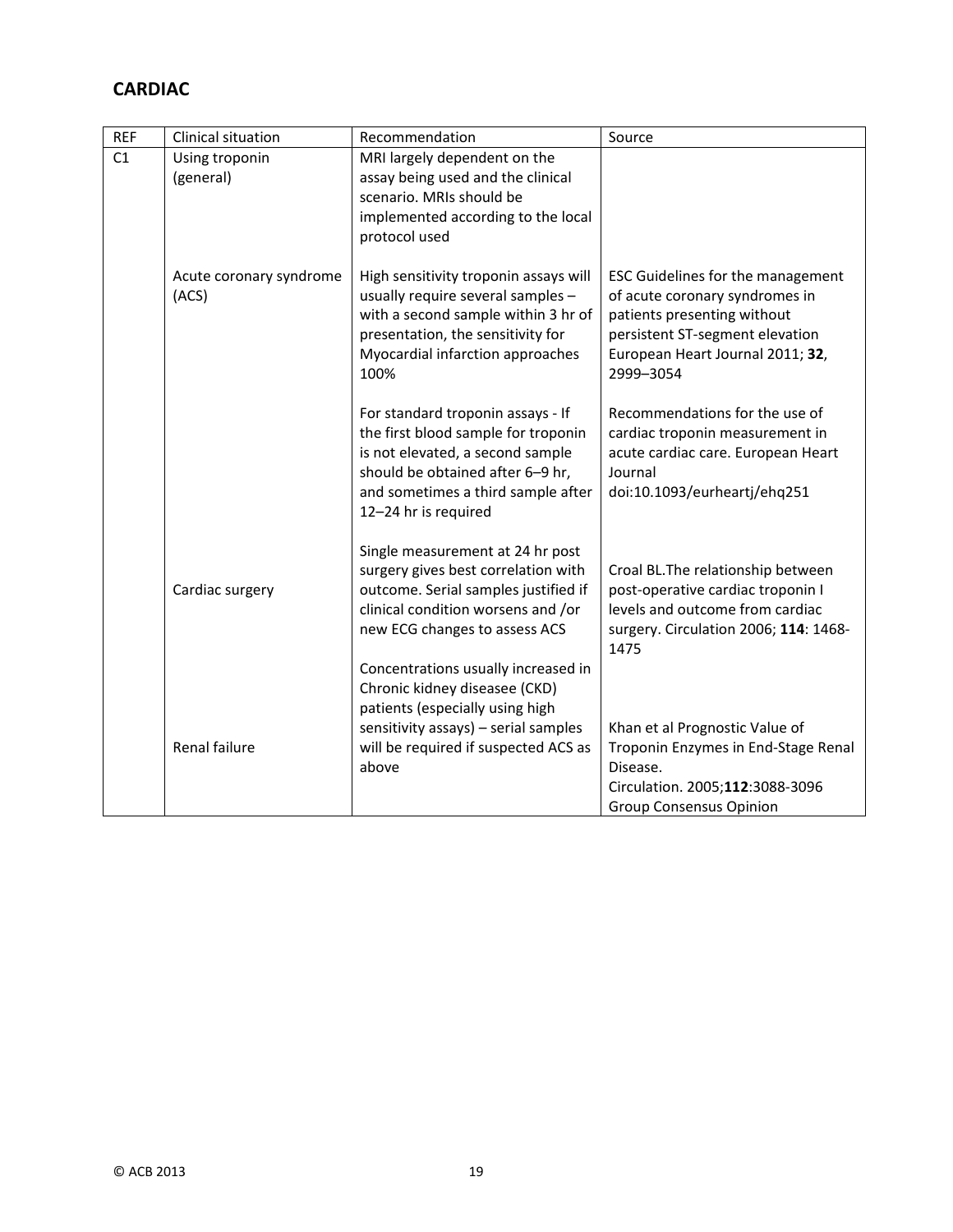## CARDIAC

| REF | Clinical situation | Recommendation | Source |
|---|---|---|---|
| C1 | Using troponin (general) | MRI largely dependent on the assay being used and the clinical scenario. MRIs should be implemented according to the local protocol used | |
| | Acute coronary syndrome (ACS) | High sensitivity troponin assays will usually require several samples – with a second sample within 3 hr of presentation, the sensitivity for Myocardial infarction approaches 100% | ESC Guidelines for the management of acute coronary syndromes in patients presenting without persistent ST-segment elevation European Heart Journal 2011; **32**, 2999–3054 |
| | | For standard troponin assays - If the first blood sample for troponin is not elevated, a second sample should be obtained after 6–9 hr, and sometimes a third sample after 12–24 hr is required | Recommendations for the use of cardiac troponin measurement in acute cardiac care. European Heart Journal doi:10.1093/eurheartj/ehq251 |
| | Cardiac surgery | Single measurement at 24 hr post surgery gives best correlation with outcome. Serial samples justified if clinical condition worsens and /or new ECG changes to assess ACS | Croal BL.The relationship between post-operative cardiac troponin I levels and outcome from cardiac surgery. Circulation 2006; **114**: 1468-1475 |
| | Renal failure | Concentrations usually increased in Chronic kidney diseasee (CKD) patients (especially using high sensitivity assays) – serial samples will be required if suspected ACS as above | Khan et al Prognostic Value of Troponin Enzymes in End-Stage Renal Disease. Circulation. 2005;**112**:3088-3096 Group Consensus Opinion |

© ACB 2013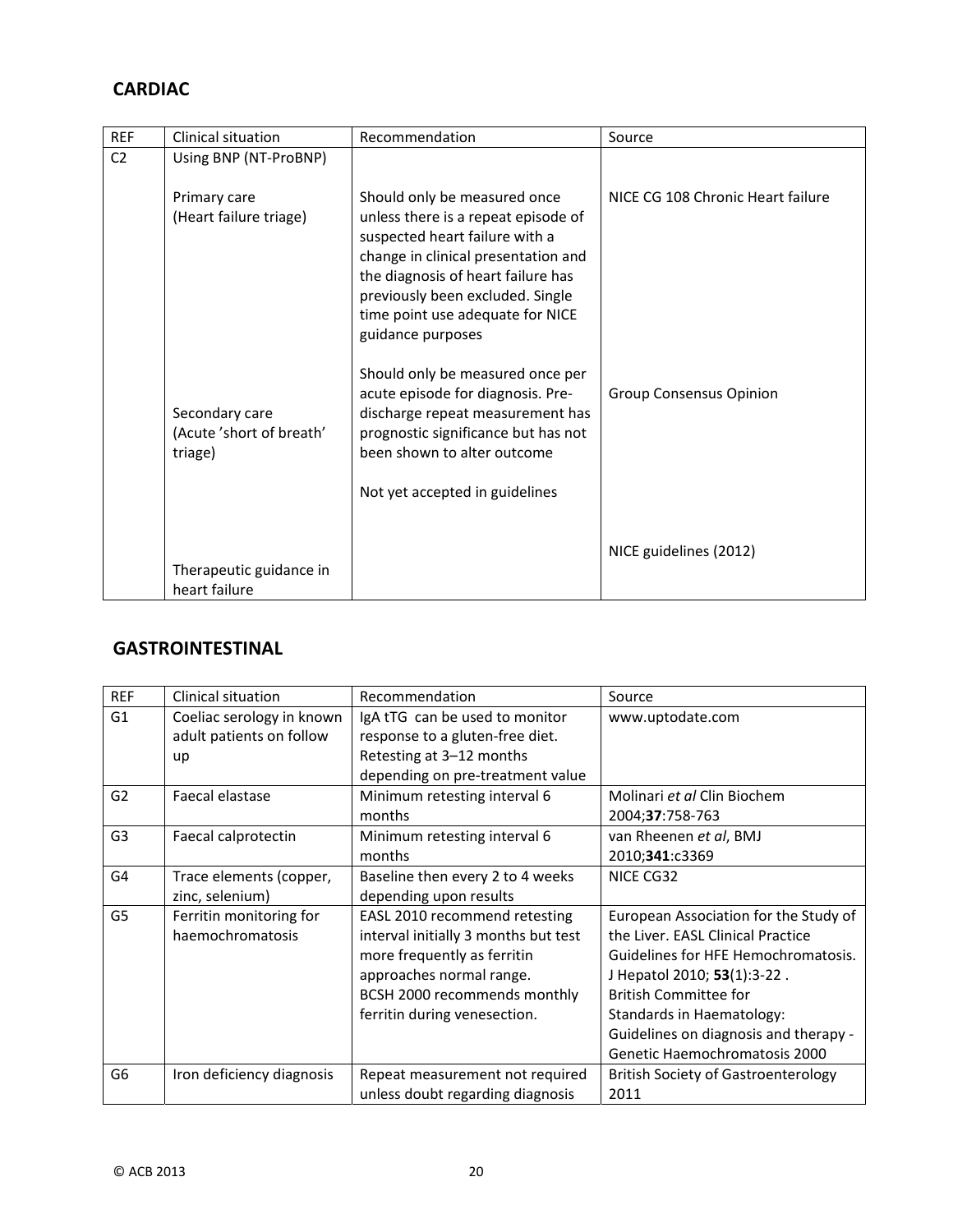## CARDIAC

| REF | Clinical situation | Recommendation | Source |
|---|---|---|---|
| C2 | Using BNP (NT-ProBNP) | | |
| | Primary care (Heart failure triage) | Should only be measured once unless there is a repeat episode of suspected heart failure with a change in clinical presentation and the diagnosis of heart failure has previously been excluded. Single time point use adequate for NICE guidance purposes | NICE CG 108 Chronic Heart failure |
| | Secondary care (Acute 'short of breath' triage) | Should only be measured once per acute episode for diagnosis. Pre-discharge repeat measurement has prognostic significance but has not been shown to alter outcome<br><br>Not yet accepted in guidelines | Group Consensus Opinion |
| | Therapeutic guidance in heart failure | | NICE guidelines (2012) |

## GASTROINTESTINAL

| REF | Clinical situation | Recommendation | Source |
|---|---|---|---|
| G1 | Coeliac serology in known adult patients on follow up | IgA tTG can be used to monitor response to a gluten-free diet. Retesting at 3–12 months depending on pre-treatment value | www.uptodate.com |
| G2 | Faecal elastase | Minimum retesting interval 6 months | Molinari *et al* Clin Biochem 2004;**37**:758-763 |
| G3 | Faecal calprotectin | Minimum retesting interval 6 months | van Rheenen *et al*, BMJ 2010;**341**:c3369 |
| G4 | Trace elements (copper, zinc, selenium) | Baseline then every 2 to 4 weeks depending upon results | NICE CG32 |
| G5 | Ferritin monitoring for haemochromatosis | EASL 2010 recommend retesting interval initially 3 months but test more frequently as ferritin approaches normal range.<br>BCSH 2000 recommends monthly ferritin during venesection. | European Association for the Study of the Liver. EASL Clinical Practice Guidelines for HFE Hemochromatosis. J Hepatol 2010; **53**(1):3-22 .<br>British Committee for Standards in Haematology: Guidelines on diagnosis and therapy - Genetic Haemochromatosis 2000 |
| G6 | Iron deficiency diagnosis | Repeat measurement not required unless doubt regarding diagnosis | British Society of Gastroenterology 2011 |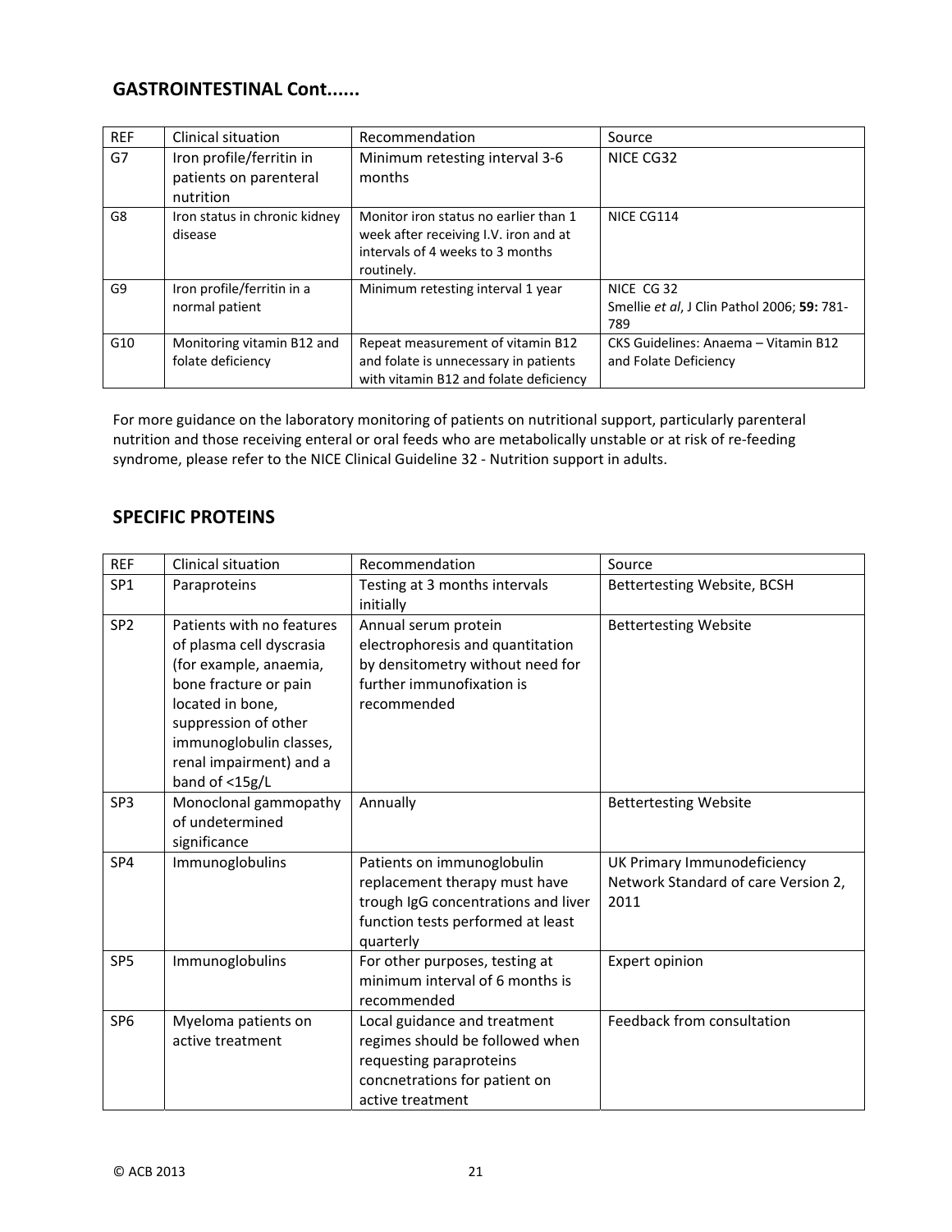## GASTROINTESTINAL Cont......

| REF | Clinical situation | Recommendation | Source |
|---|---|---|---|
| G7 | Iron profile/ferritin in patients on parenteral nutrition | Minimum retesting interval 3-6 months | NICE CG32 |
| G8 | Iron status in chronic kidney disease | Monitor iron status no earlier than 1 week after receiving I.V. iron and at intervals of 4 weeks to 3 months routinely. | NICE CG114 |
| G9 | Iron profile/ferritin in a normal patient | Minimum retesting interval 1 year | NICE CG 32<br>Smellie *et al*, J Clin Pathol 2006; **59:** 781-789 |
| G10 | Monitoring vitamin B12 and folate deficiency | Repeat measurement of vitamin B12 and folate is unnecessary in patients with vitamin B12 and folate deficiency | CKS Guidelines: Anaema – Vitamin B12 and Folate Deficiency |

For more guidance on the laboratory monitoring of patients on nutritional support, particularly parenteral nutrition and those receiving enteral or oral feeds who are metabolically unstable or at risk of re-feeding syndrome, please refer to the NICE Clinical Guideline 32 - Nutrition support in adults.

## SPECIFIC PROTEINS

| REF | Clinical situation | Recommendation | Source |
|---|---|---|---|
| SP1 | Paraproteins | Testing at 3 months intervals initially | Bettertesting Website, BCSH |
| SP2 | Patients with no features of plasma cell dyscrasia (for example, anaemia, bone fracture or pain located in bone, suppression of other immunoglobulin classes, renal impairment) and a band of <15g/L | Annual serum protein electrophoresis and quantitation by densitometry without need for further immunofixation is recommended | Bettertesting Website |
| SP3 | Monoclonal gammopathy of undetermined significance | Annually | Bettertesting Website |
| SP4 | Immunoglobulins | Patients on immunoglobulin replacement therapy must have trough IgG concentrations and liver function tests performed at least quarterly | UK Primary Immunodeficiency Network Standard of care Version 2, 2011 |
| SP5 | Immunoglobulins | For other purposes, testing at minimum interval of 6 months is recommended | Expert opinion |
| SP6 | Myeloma patients on active treatment | Local guidance and treatment regimes should be followed when requesting paraproteins concnetrations for patient on active treatment | Feedback from consultation |

© ACB 2013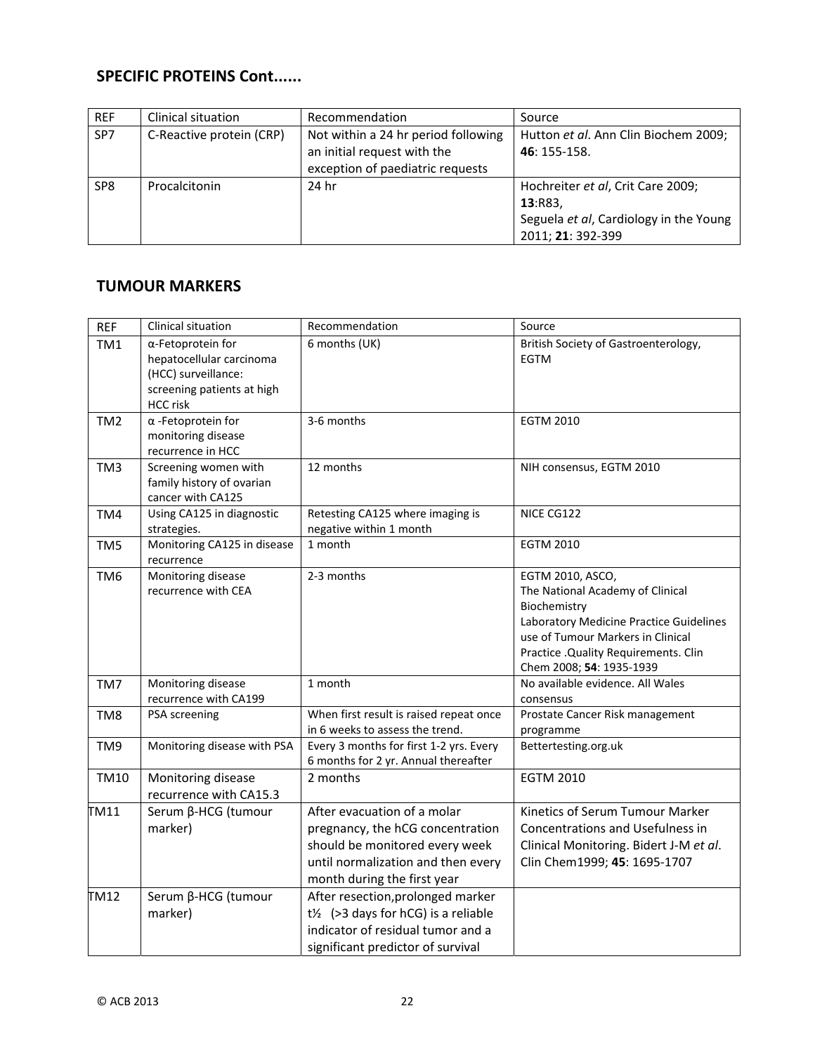## SPECIFIC PROTEINS Cont......

| REF | Clinical situation | Recommendation | Source |
|---|---|---|---|
| SP7 | C-Reactive protein (CRP) | Not within a 24 hr period following an initial request with the exception of paediatric requests | Hutton *et al*. Ann Clin Biochem 2009; **46**: 155-158. |
| SP8 | Procalcitonin | 24 hr | Hochreiter *et al*, Crit Care 2009; **13**:R83, Seguela *et al*, Cardiology in the Young 2011; **21**: 392-399 |

## TUMOUR MARKERS

| REF | Clinical situation | Recommendation | Source |
|---|---|---|---|
| TM1 | α-Fetoprotein for hepatocellular carcinoma (HCC) surveillance: screening patients at high HCC risk | 6 months (UK) | British Society of Gastroenterology, EGTM |
| TM2 | α -Fetoprotein for monitoring disease recurrence in HCC | 3-6 months | EGTM 2010 |
| TM3 | Screening women with family history of ovarian cancer with CA125 | 12 months | NIH consensus, EGTM 2010 |
| TM4 | Using CA125 in diagnostic strategies. | Retesting CA125 where imaging is negative within 1 month | NICE CG122 |
| TM5 | Monitoring CA125 in disease recurrence | 1 month | EGTM 2010 |
| TM6 | Monitoring disease recurrence with CEA | 2-3 months | EGTM 2010, ASCO, The National Academy of Clinical Biochemistry Laboratory Medicine Practice Guidelines use of Tumour Markers in Clinical Practice .Quality Requirements. Clin Chem 2008; **54**: 1935-1939 |
| TM7 | Monitoring disease recurrence with CA199 | 1 month | No available evidence. All Wales consensus |
| TM8 | PSA screening | When first result is raised repeat once in 6 weeks to assess the trend. | Prostate Cancer Risk management programme |
| TM9 | Monitoring disease with PSA | Every 3 months for first 1-2 yrs. Every 6 months for 2 yr. Annual thereafter | Bettertesting.org.uk |
| TM10 | Monitoring disease recurrence with CA15.3 | 2 months | EGTM 2010 |
| TM11 | Serum β-HCG (tumour marker) | After evacuation of a molar pregnancy, the hCG concentration should be monitored every week until normalization and then every month during the first year | Kinetics of Serum Tumour Marker Concentrations and Usefulness in Clinical Monitoring. Bidert J-M *et al*. Clin Chem1999; **45**: 1695-1707 |
| TM12 | Serum β-HCG (tumour marker) | After resection,prolonged marker t½ (>3 days for hCG) is a reliable indicator of residual tumor and a significant predictor of survival | |

© ACB 2013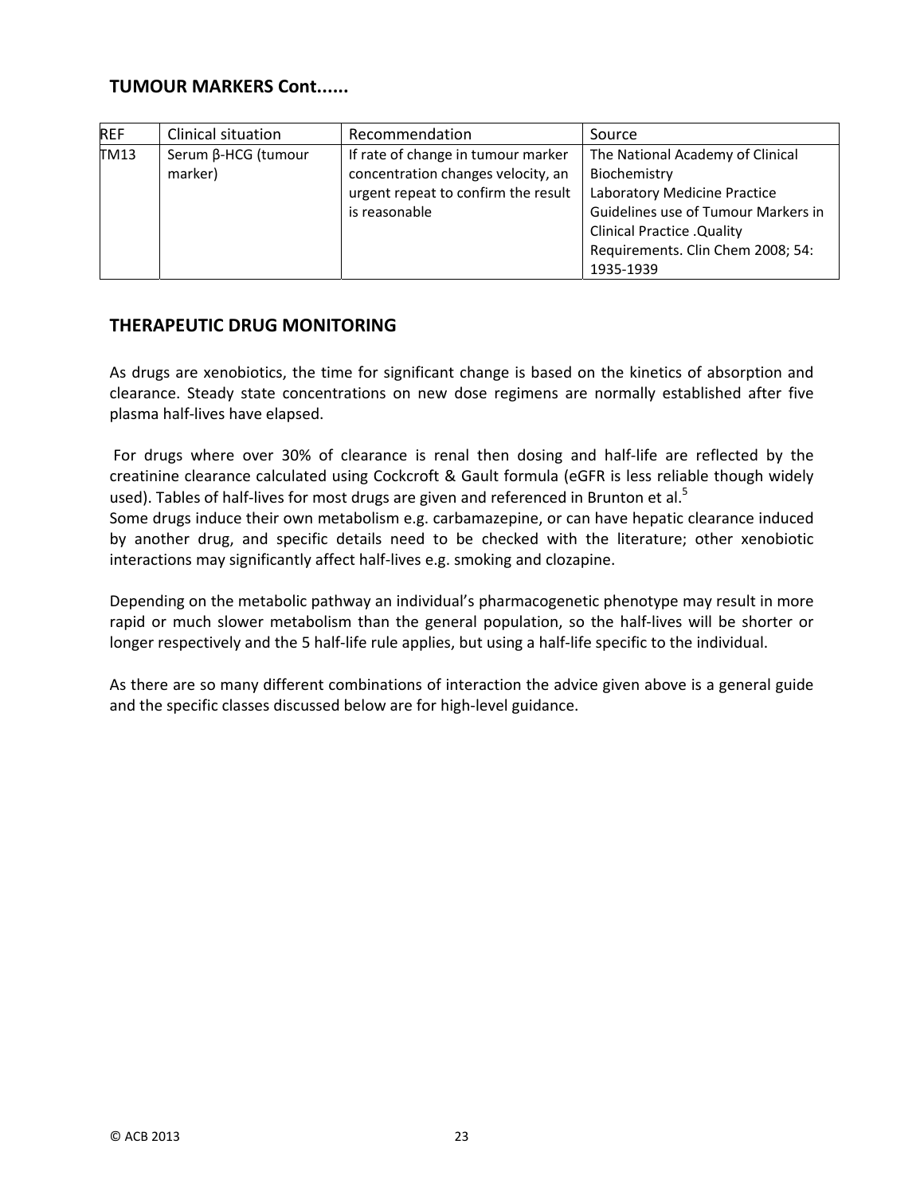## TUMOUR MARKERS Cont......

| REF | Clinical situation | Recommendation | Source |
|---|---|---|---|
| TM13 | Serum β-HCG (tumour marker) | If rate of change in tumour marker concentration changes velocity, an urgent repeat to confirm the result is reasonable | The National Academy of Clinical Biochemistry Laboratory Medicine Practice Guidelines use of Tumour Markers in Clinical Practice .Quality Requirements. Clin Chem 2008; 54: 1935-1939 |

## THERAPEUTIC DRUG MONITORING

As drugs are xenobiotics, the time for significant change is based on the kinetics of absorption and clearance. Steady state concentrations on new dose regimens are normally established after five plasma half-lives have elapsed.

For drugs where over 30% of clearance is renal then dosing and half-life are reflected by the creatinine clearance calculated using Cockcroft & Gault formula (eGFR is less reliable though widely used). Tables of half-lives for most drugs are given and referenced in Brunton et al.[5]
Some drugs induce their own metabolism e.g. carbamazepine, or can have hepatic clearance induced by another drug, and specific details need to be checked with the literature; other xenobiotic interactions may significantly affect half-lives e.g. smoking and clozapine.

Depending on the metabolic pathway an individual's pharmacogenetic phenotype may result in more rapid or much slower metabolism than the general population, so the half-lives will be shorter or longer respectively and the 5 half-life rule applies, but using a half-life specific to the individual.

As there are so many different combinations of interaction the advice given above is a general guide and the specific classes discussed below are for high-level guidance.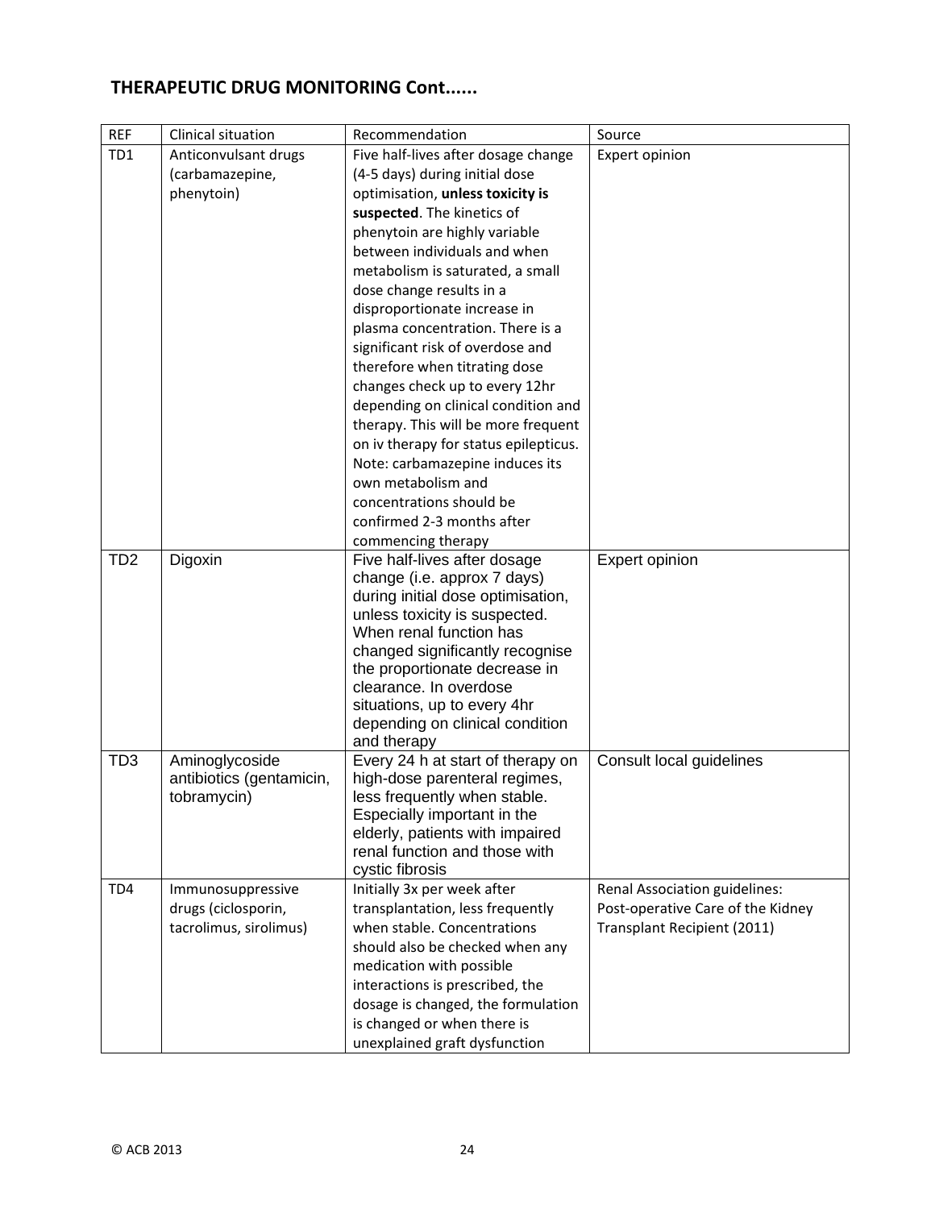## THERAPEUTIC DRUG MONITORING Cont......

| REF | Clinical situation | Recommendation | Source |
|---|---|---|---|
| TD1 | Anticonvulsant drugs (carbamazepine, phenytoin) | Five half-lives after dosage change (4-5 days) during initial dose optimisation, **unless toxicity is suspected**. The kinetics of phenytoin are highly variable between individuals and when metabolism is saturated, a small dose change results in a disproportionate increase in plasma concentration. There is a significant risk of overdose and therefore when titrating dose changes check up to every 12hr depending on clinical condition and therapy. This will be more frequent on iv therapy for status epilepticus. Note: carbamazepine induces its own metabolism and concentrations should be confirmed 2-3 months after commencing therapy | Expert opinion |
| TD2 | Digoxin | Five half-lives after dosage change (i.e. approx 7 days) during initial dose optimisation, unless toxicity is suspected. When renal function has changed significantly recognise the proportionate decrease in clearance. In overdose situations, up to every 4hr depending on clinical condition and therapy | Expert opinion |
| TD3 | Aminoglycoside antibiotics (gentamicin, tobramycin) | Every 24 h at start of therapy on high-dose parenteral regimes, less frequently when stable. Especially important in the elderly, patients with impaired renal function and those with cystic fibrosis | Consult local guidelines |
| TD4 | Immunosuppressive drugs (ciclosporin, tacrolimus, sirolimus) | Initially 3x per week after transplantation, less frequently when stable. Concentrations should also be checked when any medication with possible interactions is prescribed, the dosage is changed, the formulation is changed or when there is unexplained graft dysfunction | Renal Association guidelines: Post-operative Care of the Kidney Transplant Recipient (2011) |

© ACB 2013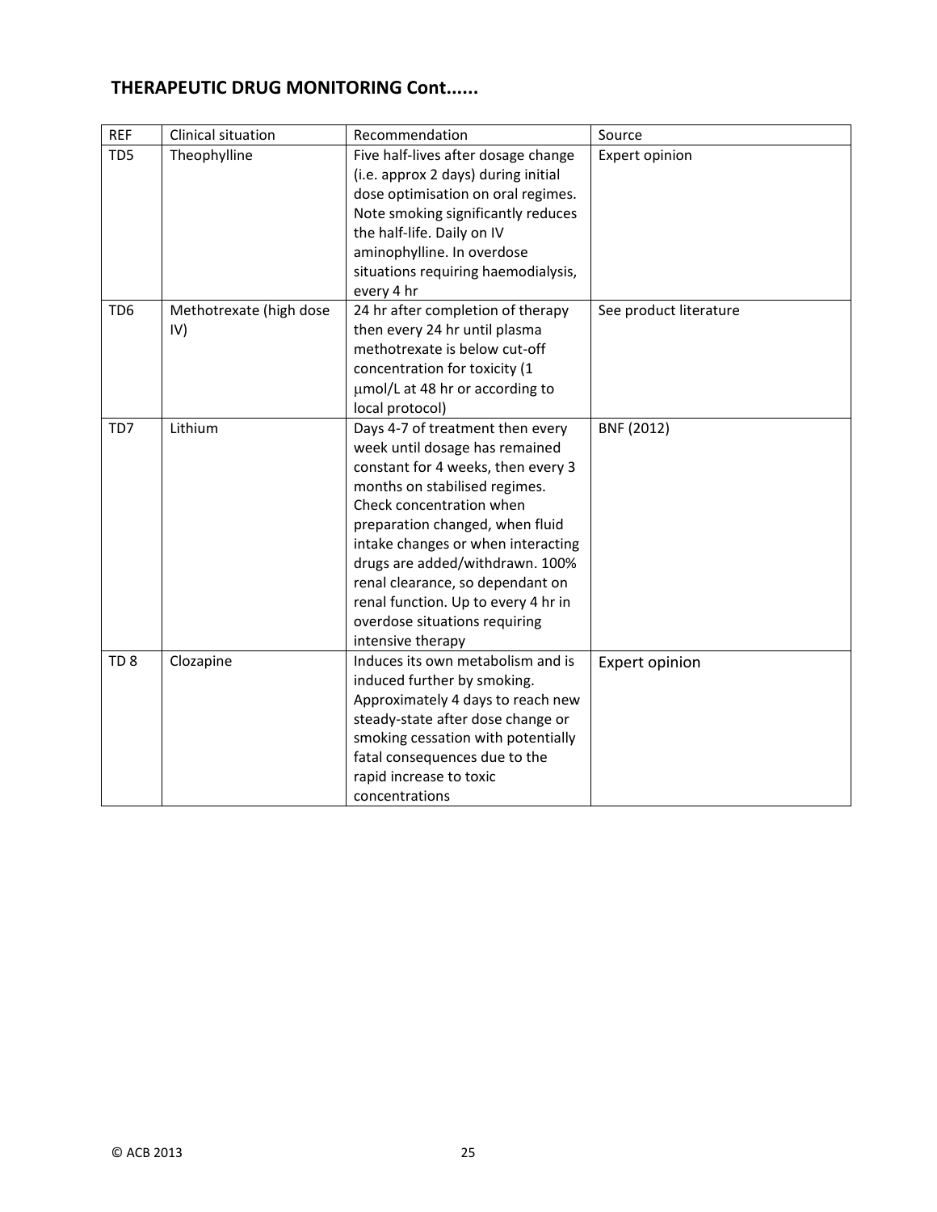## THERAPEUTIC DRUG MONITORING Cont......

| REF | Clinical situation | Recommendation | Source |
|---|---|---|---|
| TD5 | Theophylline | Five half-lives after dosage change (i.e. approx 2 days) during initial dose optimisation on oral regimes. Note smoking significantly reduces the half-life. Daily on IV aminophylline. In overdose situations requiring haemodialysis, every 4 hr | Expert opinion |
| TD6 | Methotrexate (high dose IV) | 24 hr after completion of therapy then every 24 hr until plasma methotrexate is below cut-off concentration for toxicity (1 μmol/L at 48 hr or according to local protocol) | See product literature |
| TD7 | Lithium | Days 4-7 of treatment then every week until dosage has remained constant for 4 weeks, then every 3 months on stabilised regimes. Check concentration when preparation changed, when fluid intake changes or when interacting drugs are added/withdrawn. 100% renal clearance, so dependant on renal function. Up to every 4 hr in overdose situations requiring intensive therapy | BNF (2012) |
| TD 8 | Clozapine | Induces its own metabolism and is induced further by smoking. Approximately 4 days to reach new steady-state after dose change or smoking cessation with potentially fatal consequences due to the rapid increase to toxic concentrations | Expert opinion |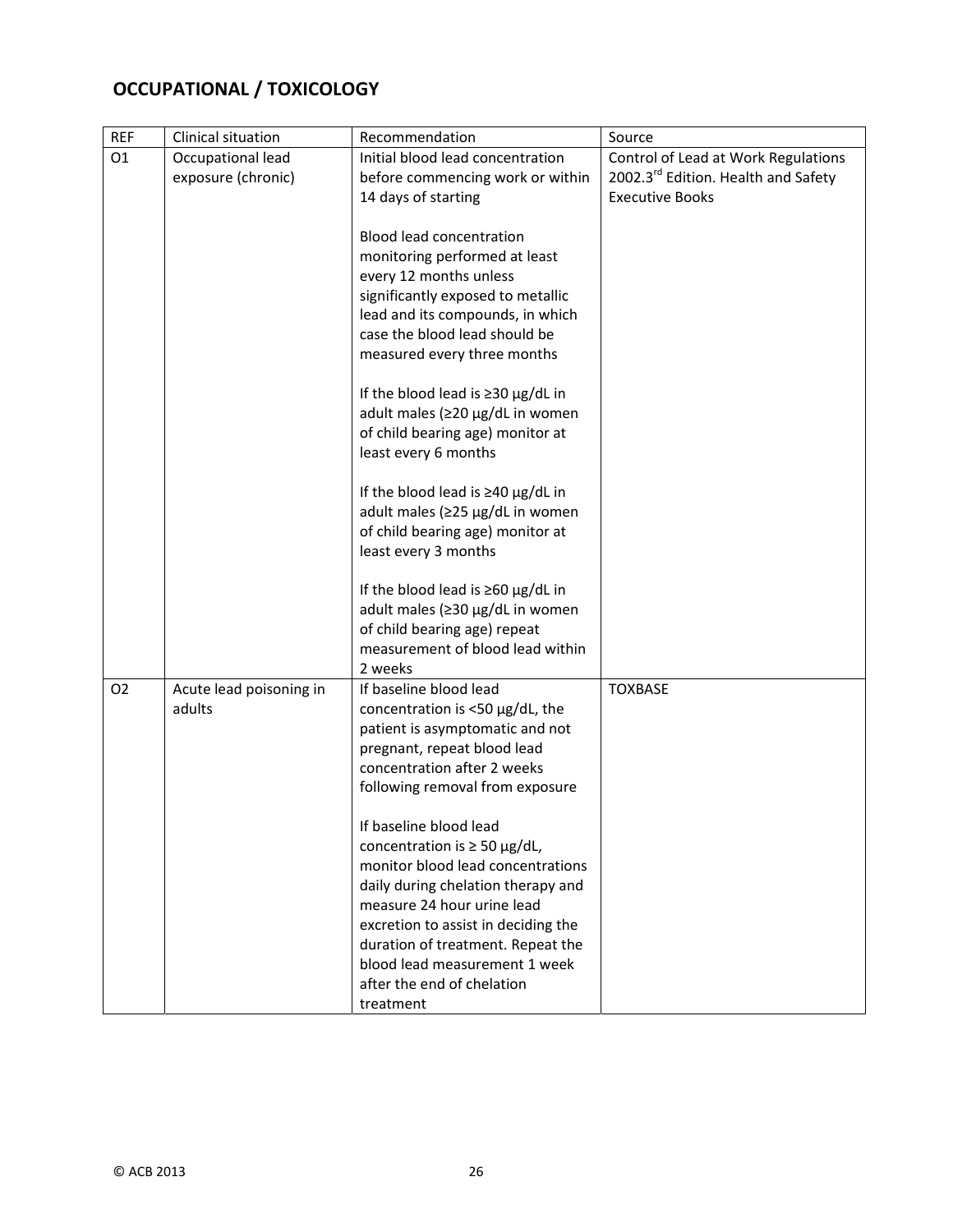## OCCUPATIONAL / TOXICOLOGY

| REF | Clinical situation | Recommendation | Source |
|---|---|---|---|
| O1 | Occupational lead exposure (chronic) | Initial blood lead concentration before commencing work or within 14 days of starting<br><br>Blood lead concentration monitoring performed at least every 12 months unless significantly exposed to metallic lead and its compounds, in which case the blood lead should be measured every three months<br><br>If the blood lead is ≥30 μg/dL in adult males (≥20 μg/dL in women of child bearing age) monitor at least every 6 months<br><br>If the blood lead is ≥40 μg/dL in adult males (≥25 μg/dL in women of child bearing age) monitor at least every 3 months<br><br>If the blood lead is ≥60 μg/dL in adult males (≥30 μg/dL in women of child bearing age) repeat measurement of blood lead within 2 weeks | Control of Lead at Work Regulations 2002.3rd Edition. Health and Safety Executive Books |
| O2 | Acute lead poisoning in adults | If baseline blood lead concentration is <50 μg/dL, the patient is asymptomatic and not pregnant, repeat blood lead concentration after 2 weeks following removal from exposure<br><br>If baseline blood lead concentration is ≥ 50 μg/dL, monitor blood lead concentrations daily during chelation therapy and measure 24 hour urine lead excretion to assist in deciding the duration of treatment. Repeat the blood lead measurement 1 week after the end of chelation treatment | TOXBASE |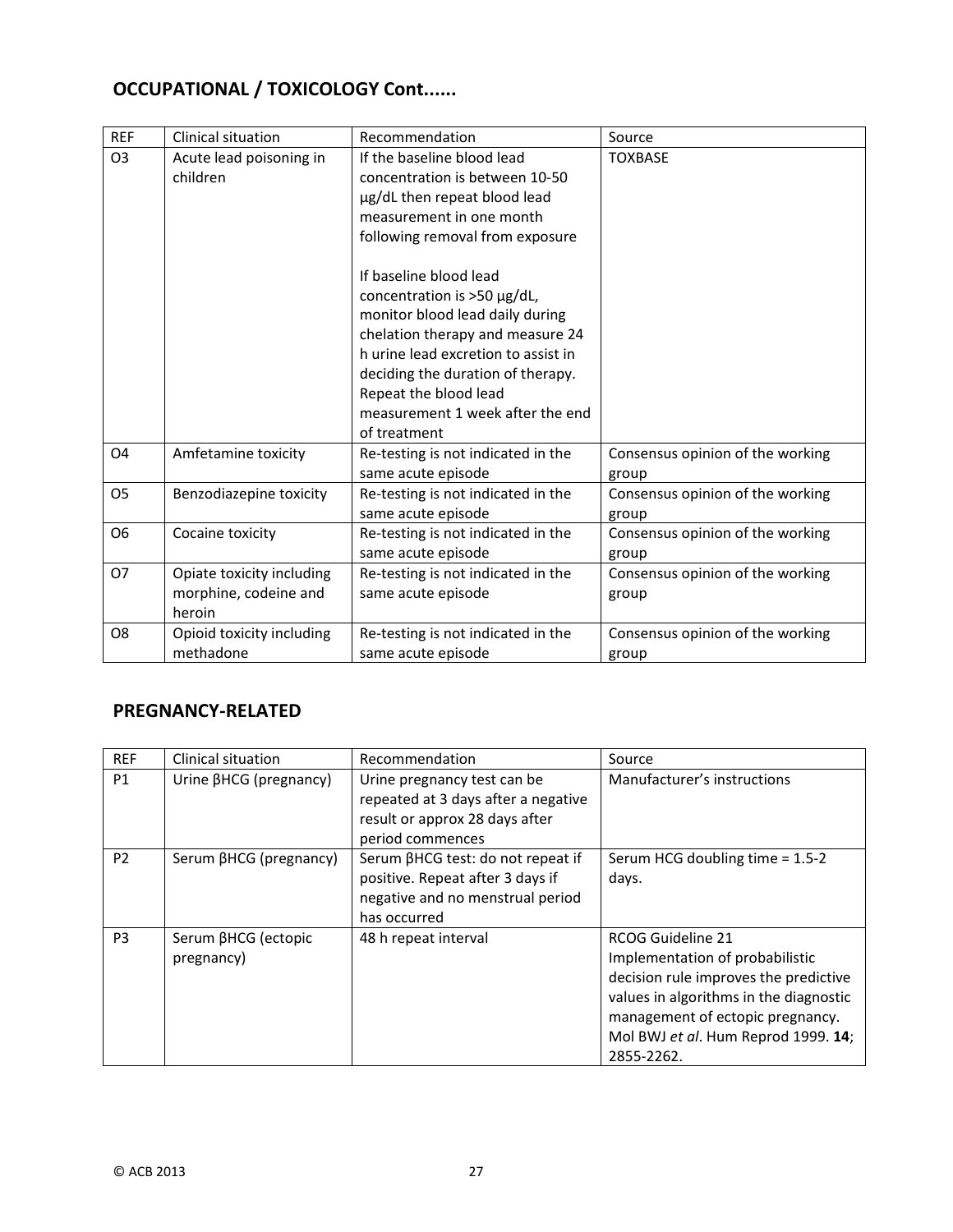## OCCUPATIONAL / TOXICOLOGY Cont......

| REF | Clinical situation | Recommendation | Source |
|---|---|---|---|
| O3 | Acute lead poisoning in children | If the baseline blood lead concentration is between 10-50 µg/dL then repeat blood lead measurement in one month following removal from exposure<br><br>If baseline blood lead concentration is >50 µg/dL, monitor blood lead daily during chelation therapy and measure 24 h urine lead excretion to assist in deciding the duration of therapy. Repeat the blood lead measurement 1 week after the end of treatment | TOXBASE |
| O4 | Amfetamine toxicity | Re-testing is not indicated in the same acute episode | Consensus opinion of the working group |
| O5 | Benzodiazepine toxicity | Re-testing is not indicated in the same acute episode | Consensus opinion of the working group |
| O6 | Cocaine toxicity | Re-testing is not indicated in the same acute episode | Consensus opinion of the working group |
| O7 | Opiate toxicity including morphine, codeine and heroin | Re-testing is not indicated in the same acute episode | Consensus opinion of the working group |
| O8 | Opioid toxicity including methadone | Re-testing is not indicated in the same acute episode | Consensus opinion of the working group |

## PREGNANCY-RELATED

| REF | Clinical situation | Recommendation | Source |
|---|---|---|---|
| P1 | Urine βHCG (pregnancy) | Urine pregnancy test can be repeated at 3 days after a negative result or approx 28 days after period commences | Manufacturer's instructions |
| P2 | Serum βHCG (pregnancy) | Serum βHCG test: do not repeat if positive. Repeat after 3 days if negative and no menstrual period has occurred | Serum HCG doubling time = 1.5-2 days. |
| P3 | Serum βHCG (ectopic pregnancy) | 48 h repeat interval | RCOG Guideline 21<br>Implementation of probabilistic decision rule improves the predictive values in algorithms in the diagnostic management of ectopic pregnancy. Mol BWJ *et al*. Hum Reprod 1999. **14**; 2855-2262. |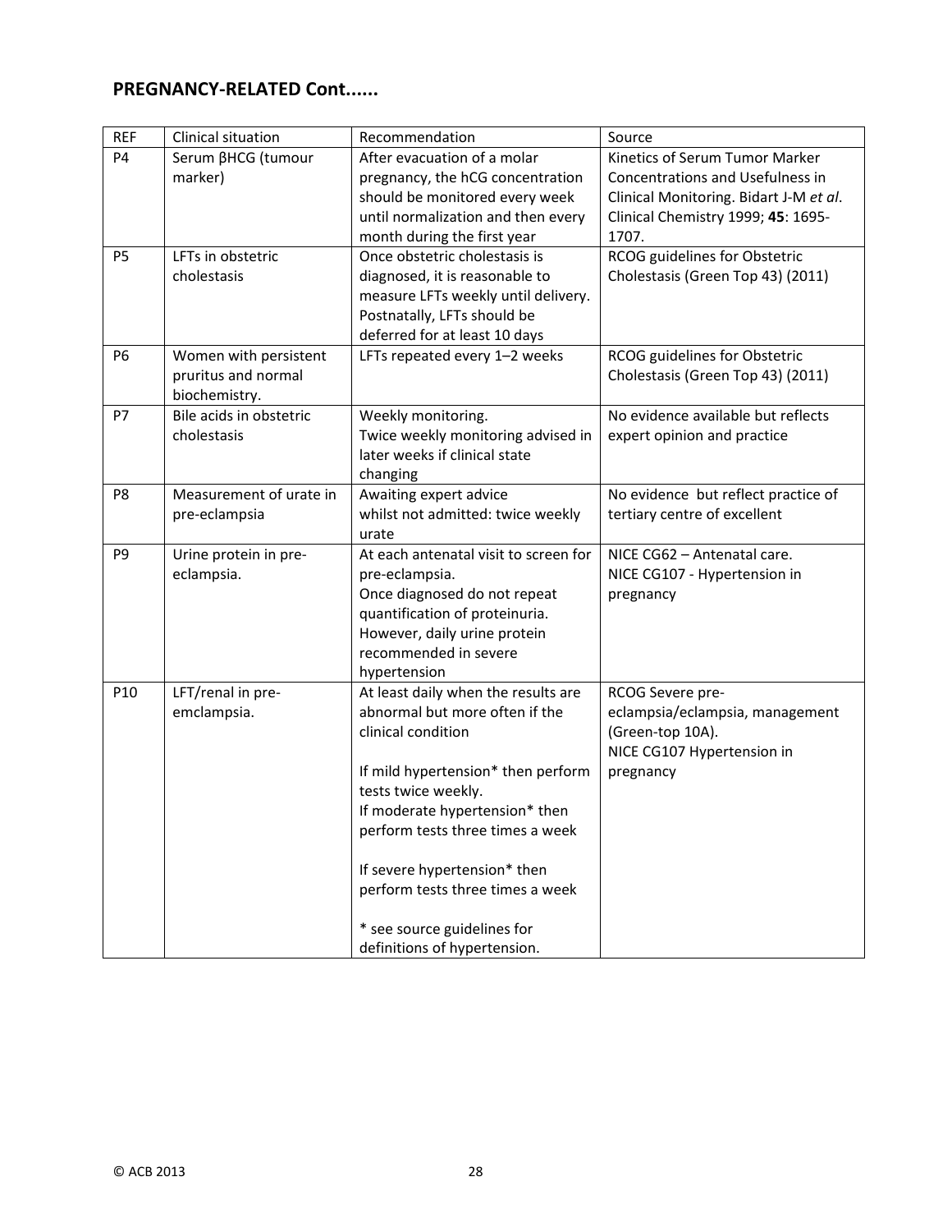## PREGNANCY-RELATED Cont......

| REF | Clinical situation | Recommendation | Source |
|---|---|---|---|
| P4 | Serum βHCG (tumour marker) | After evacuation of a molar pregnancy, the hCG concentration should be monitored every week until normalization and then every month during the first year | Kinetics of Serum Tumor Marker Concentrations and Usefulness in Clinical Monitoring. Bidart J-M *et al*. Clinical Chemistry 1999; **45**: 1695-1707. |
| P5 | LFTs in obstetric cholestasis | Once obstetric cholestasis is diagnosed, it is reasonable to measure LFTs weekly until delivery. Postnatally, LFTs should be deferred for at least 10 days | RCOG guidelines for Obstetric Cholestasis (Green Top 43) (2011) |
| P6 | Women with persistent pruritus and normal biochemistry. | LFTs repeated every 1–2 weeks | RCOG guidelines for Obstetric Cholestasis (Green Top 43) (2011) |
| P7 | Bile acids in obstetric cholestasis | Weekly monitoring.<br>Twice weekly monitoring advised in later weeks if clinical state changing | No evidence available but reflects expert opinion and practice |
| P8 | Measurement of urate in pre-eclampsia | Awaiting expert advice<br>whilst not admitted: twice weekly urate | No evidence but reflect practice of tertiary centre of excellent |
| P9 | Urine protein in pre-eclampsia. | At each antenatal visit to screen for pre-eclampsia.<br>Once diagnosed do not repeat quantification of proteinuria.<br>However, daily urine protein recommended in severe hypertension | NICE CG62 – Antenatal care.<br>NICE CG107 - Hypertension in pregnancy |
| P10 | LFT/renal in pre-emclampsia. | At least daily when the results are abnormal but more often if the clinical condition<br><br>If mild hypertension* then perform tests twice weekly.<br>If moderate hypertension* then perform tests three times a week<br><br>If severe hypertension* then perform tests three times a week<br><br>* see source guidelines for definitions of hypertension. | RCOG Severe pre-eclampsia/eclampsia, management (Green-top 10A).<br>NICE CG107 Hypertension in pregnancy |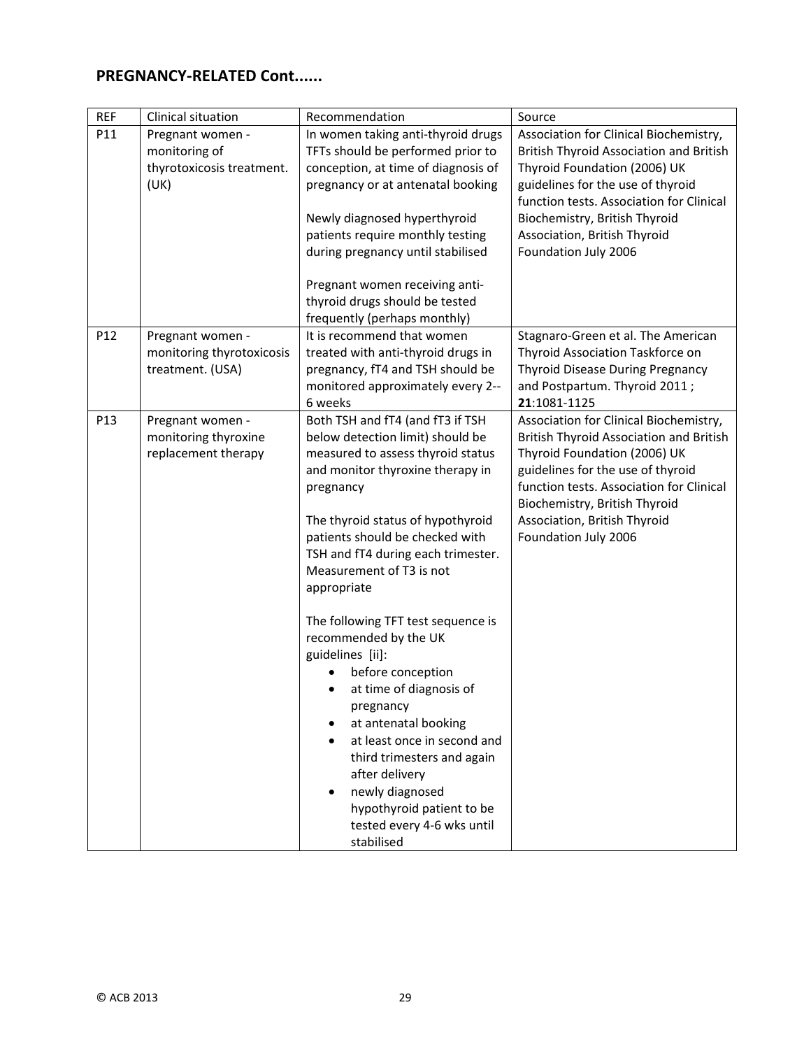## PREGNANCY-RELATED Cont......

| REF | Clinical situation | Recommendation | Source |
|---|---|---|---|
| P11 | Pregnant women - monitoring of thyrotoxicosis treatment. (UK) | In women taking anti-thyroid drugs TFTs should be performed prior to conception, at time of diagnosis of pregnancy or at antenatal booking<br><br>Newly diagnosed hyperthyroid patients require monthly testing during pregnancy until stabilised<br><br>Pregnant women receiving anti-thyroid drugs should be tested frequently (perhaps monthly) | Association for Clinical Biochemistry, British Thyroid Association and British Thyroid Foundation (2006) UK guidelines for the use of thyroid function tests. Association for Clinical Biochemistry, British Thyroid Association, British Thyroid Foundation July 2006 |
| P12 | Pregnant women - monitoring thyrotoxicosis treatment. (USA) | It is recommend that women treated with anti-thyroid drugs in pregnancy, fT4 and TSH should be monitored approximately every 2--6 weeks | Stagnaro-Green et al. The American Thyroid Association Taskforce on Thyroid Disease During Pregnancy and Postpartum. Thyroid 2011 ; **21**:1081-1125 |
| P13 | Pregnant women - monitoring thyroxine replacement therapy | Both TSH and fT4 (and fT3 if TSH below detection limit) should be measured to assess thyroid status and monitor thyroxine therapy in pregnancy<br><br>The thyroid status of hypothyroid patients should be checked with TSH and fT4 during each trimester. Measurement of T3 is not appropriate<br><br>The following TFT test sequence is recommended by the UK guidelines [ii]:<br>• before conception<br>• at time of diagnosis of pregnancy<br>• at antenatal booking<br>• at least once in second and third trimesters and again after delivery<br>• newly diagnosed hypothyroid patient to be tested every 4-6 wks until stabilised | Association for Clinical Biochemistry, British Thyroid Association and British Thyroid Foundation (2006) UK guidelines for the use of thyroid function tests. Association for Clinical Biochemistry, British Thyroid Association, British Thyroid Foundation July 2006 |

© ACB 2013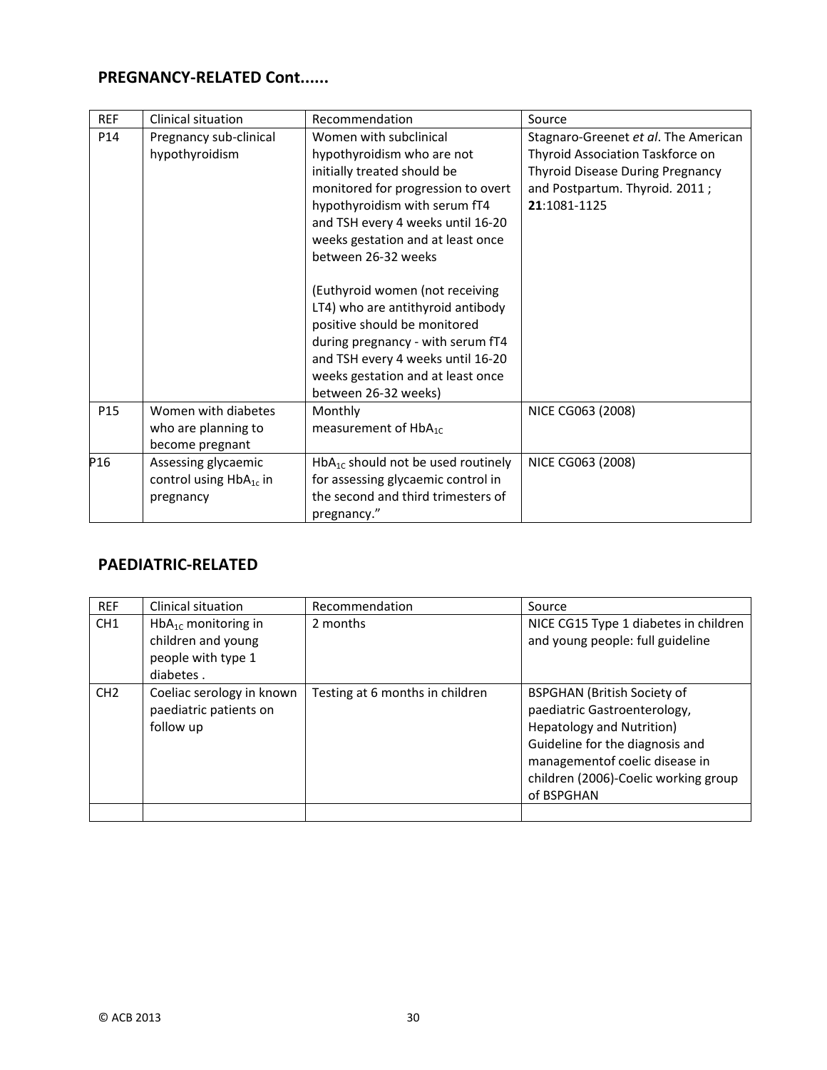## PREGNANCY-RELATED Cont......

| REF | Clinical situation | Recommendation | Source |
|---|---|---|---|
| P14 | Pregnancy sub-clinical hypothyroidism | Women with subclinical hypothyroidism who are not initially treated should be monitored for progression to overt hypothyroidism with serum fT4 and TSH every 4 weeks until 16-20 weeks gestation and at least once between 26-32 weeks<br><br>(Euthyroid women (not receiving LT4) who are antithyroid antibody positive should be monitored during pregnancy - with serum fT4 and TSH every 4 weeks until 16-20 weeks gestation and at least once between 26-32 weeks) | Stagnaro-Greenet *et al*. The American Thyroid Association Taskforce on Thyroid Disease During Pregnancy and Postpartum. Thyroid. 2011 ; **21**:1081-1125 |
| P15 | Women with diabetes who are planning to become pregnant | Monthly measurement of $HbA_{1C}$ | NICE CG063 (2008) |
| P16 | Assessing glycaemic control using $HbA_{1c}$ in pregnancy | $HbA_{1C}$ should not be used routinely for assessing glycaemic control in the second and third trimesters of pregnancy." | NICE CG063 (2008) |

## PAEDIATRIC-RELATED

| REF | Clinical situation | Recommendation | Source |
|---|---|---|---|
| CH1 | $HbA_{1C}$ monitoring in children and young people with type 1 diabetes . | 2 months | NICE CG15 Type 1 diabetes in children and young people: full guideline |
| CH2 | Coeliac serology in known paediatric patients on follow up | Testing at 6 months in children | BSPGHAN (British Society of paediatric Gastroenterology, Hepatology and Nutrition) Guideline for the diagnosis and managementof coelic disease in children (2006)-Coelic working group of BSPGHAN |
| | | | |

© ACB 2013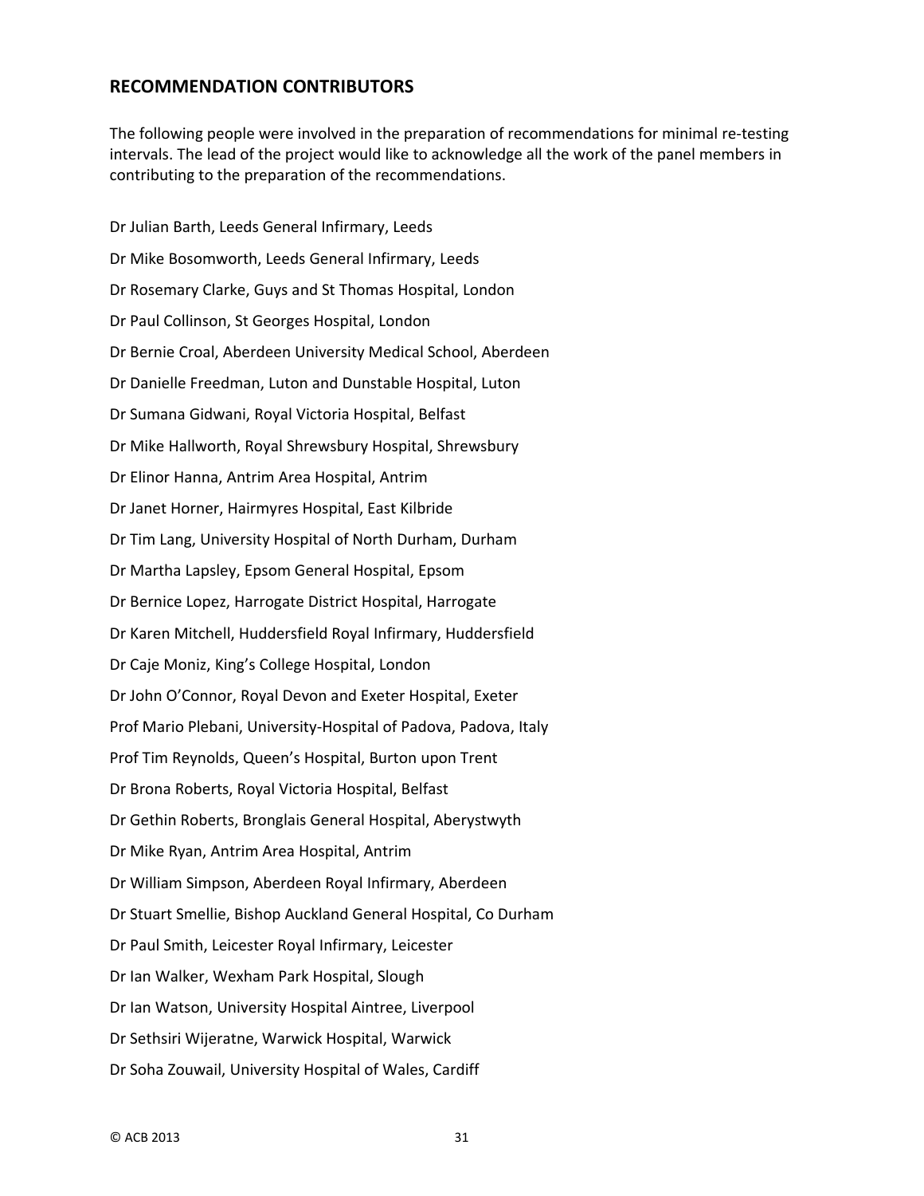## RECOMMENDATION CONTRIBUTORS

The following people were involved in the preparation of recommendations for minimal re-testing intervals. The lead of the project would like to acknowledge all the work of the panel members in contributing to the preparation of the recommendations.

Dr Julian Barth, Leeds General Infirmary, Leeds

Dr Mike Bosomworth, Leeds General Infirmary, Leeds

Dr Rosemary Clarke, Guys and St Thomas Hospital, London

Dr Paul Collinson, St Georges Hospital, London

Dr Bernie Croal, Aberdeen University Medical School, Aberdeen

Dr Danielle Freedman, Luton and Dunstable Hospital, Luton

Dr Sumana Gidwani, Royal Victoria Hospital, Belfast

Dr Mike Hallworth, Royal Shrewsbury Hospital, Shrewsbury

Dr Elinor Hanna, Antrim Area Hospital, Antrim

Dr Janet Horner, Hairmyres Hospital, East Kilbride

Dr Tim Lang, University Hospital of North Durham, Durham

Dr Martha Lapsley, Epsom General Hospital, Epsom

Dr Bernice Lopez, Harrogate District Hospital, Harrogate

Dr Karen Mitchell, Huddersfield Royal Infirmary, Huddersfield

Dr Caje Moniz, King's College Hospital, London

Dr John O'Connor, Royal Devon and Exeter Hospital, Exeter

Prof Mario Plebani, University-Hospital of Padova, Padova, Italy

Prof Tim Reynolds, Queen's Hospital, Burton upon Trent

Dr Brona Roberts, Royal Victoria Hospital, Belfast

Dr Gethin Roberts, Bronglais General Hospital, Aberystwyth

Dr Mike Ryan, Antrim Area Hospital, Antrim

Dr William Simpson, Aberdeen Royal Infirmary, Aberdeen

Dr Stuart Smellie, Bishop Auckland General Hospital, Co Durham

Dr Paul Smith, Leicester Royal Infirmary, Leicester

Dr Ian Walker, Wexham Park Hospital, Slough

Dr Ian Watson, University Hospital Aintree, Liverpool

Dr Sethsiri Wijeratne, Warwick Hospital, Warwick

Dr Soha Zouwail, University Hospital of Wales, Cardiff

© ACB 2013